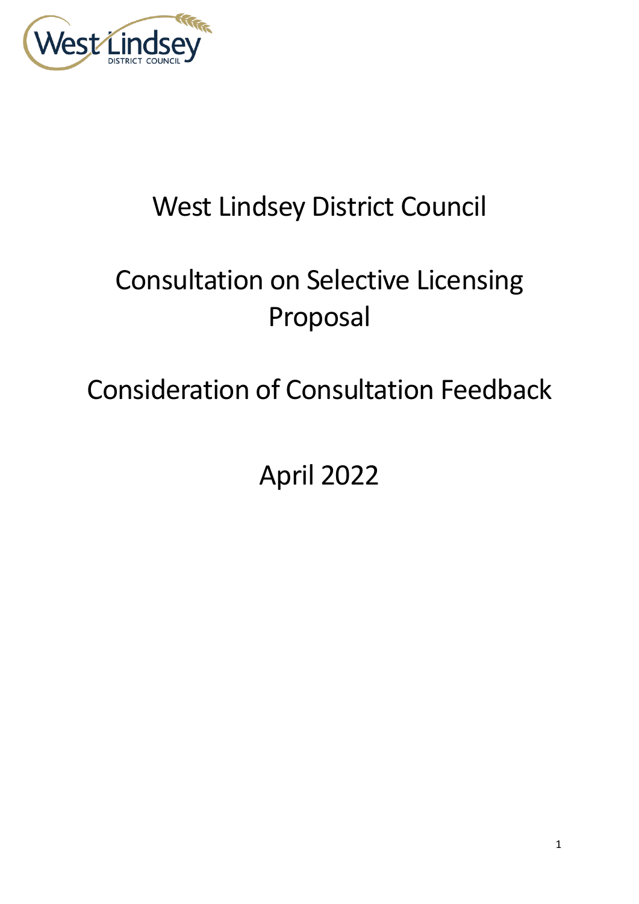# West Lindsey District Council

# Consultation on Selective Licensing Proposal

# Consideration of Consultation Feedback

April 2022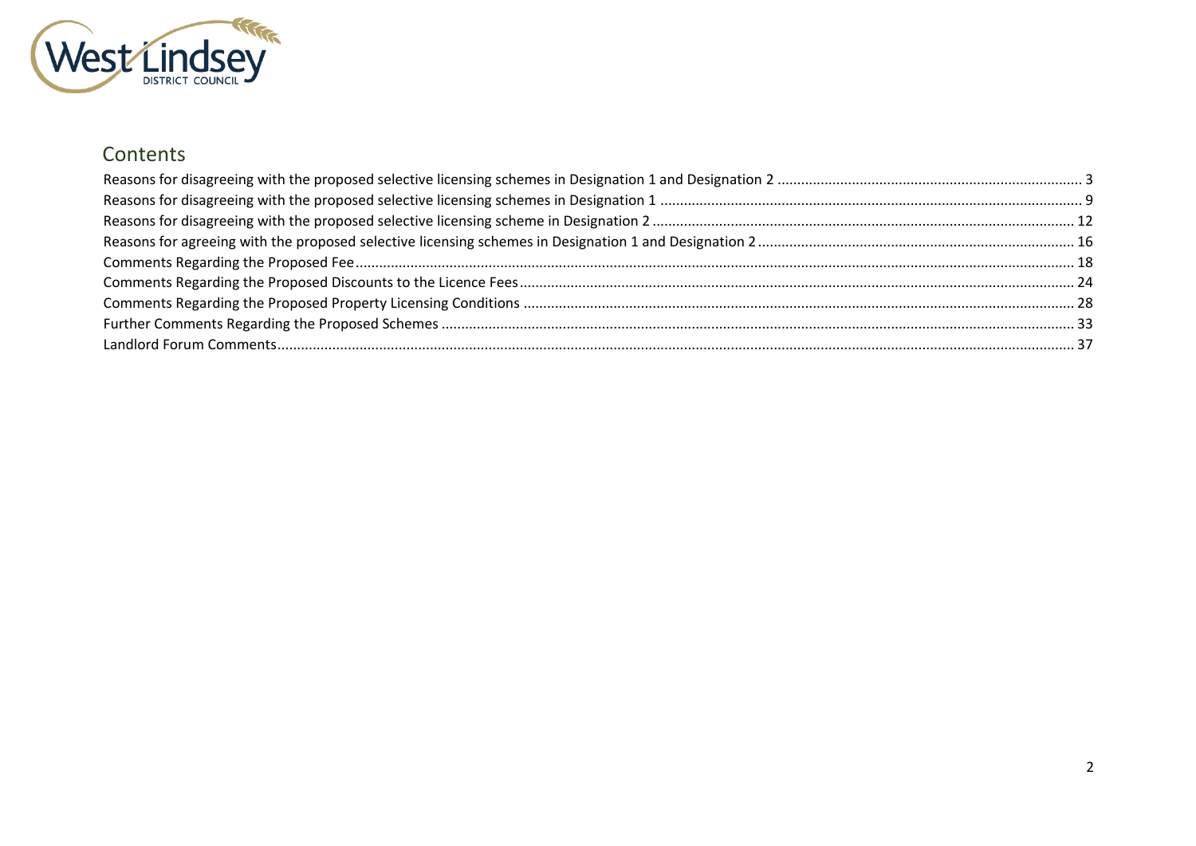## Contents

Reasons for disagreeing with the proposed selective licensing schemes in Designation 1 and Designation 2 .... 3
Reasons for disagreeing with the proposed selective licensing schemes in Designation 1 .... 9
Reasons for disagreeing with the proposed selective licensing scheme in Designation 2 .... 12
Reasons for agreeing with the proposed selective licensing schemes in Designation 1 and Designation 2 .... 16
Comments Regarding the Proposed Fee .... 18
Comments Regarding the Proposed Discounts to the Licence Fees .... 24
Comments Regarding the Proposed Property Licensing Conditions .... 28
Further Comments Regarding the Proposed Schemes .... 33
Landlord Forum Comments .... 37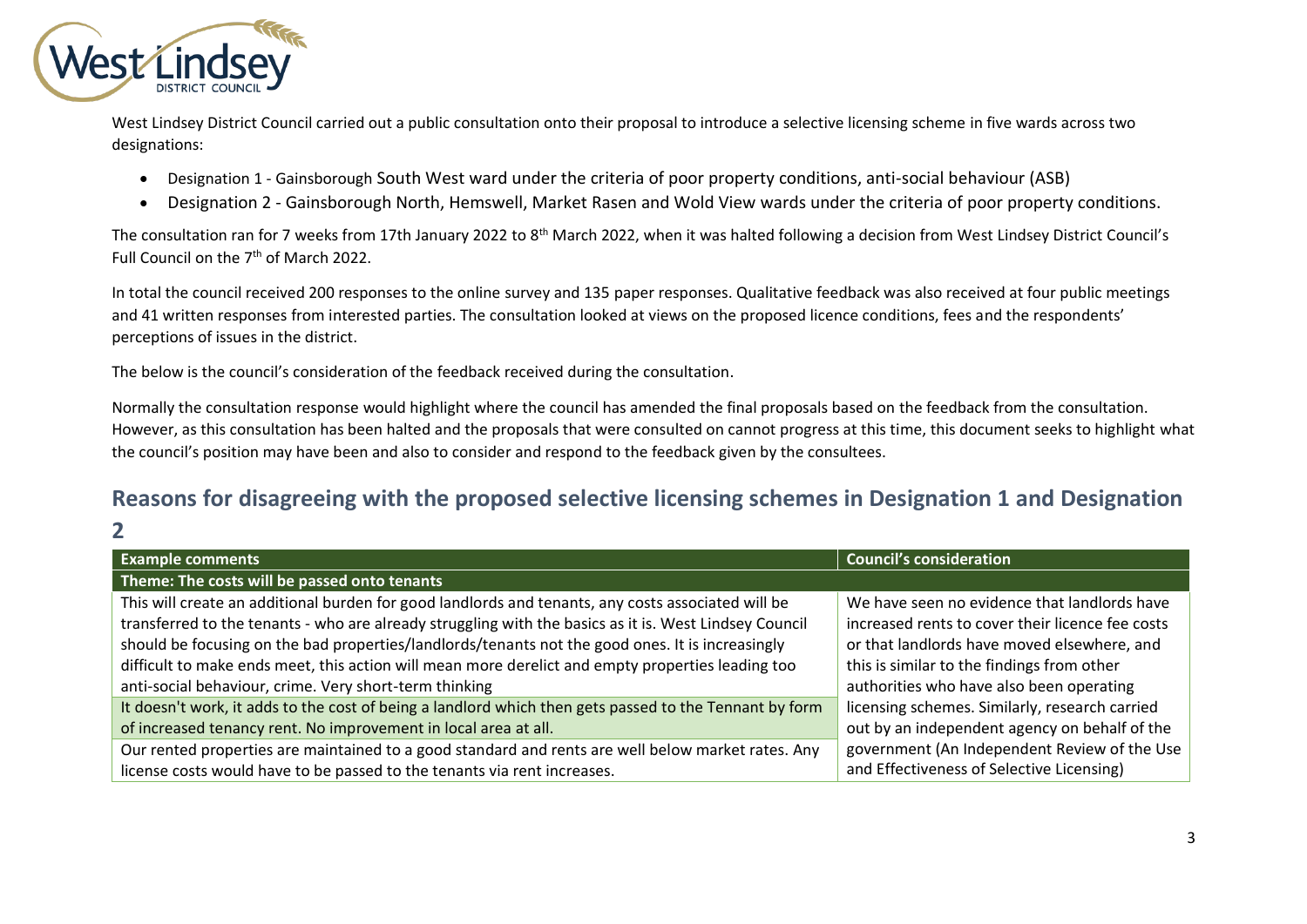West Lindsey District Council carried out a public consultation onto their proposal to introduce a selective licensing scheme in five wards across two designations:

- Designation 1 - Gainsborough South West ward under the criteria of poor property conditions, anti-social behaviour (ASB)
- Designation 2 - Gainsborough North, Hemswell, Market Rasen and Wold View wards under the criteria of poor property conditions.

The consultation ran for 7 weeks from 17th January 2022 to 8th March 2022, when it was halted following a decision from West Lindsey District Council's Full Council on the 7th of March 2022.

In total the council received 200 responses to the online survey and 135 paper responses. Qualitative feedback was also received at four public meetings and 41 written responses from interested parties. The consultation looked at views on the proposed licence conditions, fees and the respondents' perceptions of issues in the district.

The below is the council's consideration of the feedback received during the consultation.

Normally the consultation response would highlight where the council has amended the final proposals based on the feedback from the consultation. However, as this consultation has been halted and the proposals that were consulted on cannot progress at this time, this document seeks to highlight what the council's position may have been and also to consider and respond to the feedback given by the consultees.

## Reasons for disagreeing with the proposed selective licensing schemes in Designation 1 and Designation 2

| Example comments | Council's consideration |
|---|---|
| **Theme: The costs will be passed onto tenants** | |
| This will create an additional burden for good landlords and tenants, any costs associated will be transferred to the tenants - who are already struggling with the basics as it is. West Lindsey Council should be focusing on the bad properties/landlords/tenants not the good ones. It is increasingly difficult to make ends meet, this action will mean more derelict and empty properties leading too anti-social behaviour, crime. Very short-term thinking | We have seen no evidence that landlords have increased rents to cover their licence fee costs or that landlords have moved elsewhere, and this is similar to the findings from other authorities who have also been operating licensing schemes. Similarly, research carried out by an independent agency on behalf of the government (An Independent Review of the Use and Effectiveness of Selective Licensing) |
| It doesn't work, it adds to the cost of being a landlord which then gets passed to the Tennant by form of increased tenancy rent. No improvement in local area at all. | |
| Our rented properties are maintained to a good standard and rents are well below market rates. Any license costs would have to be passed to the tenants via rent increases. | |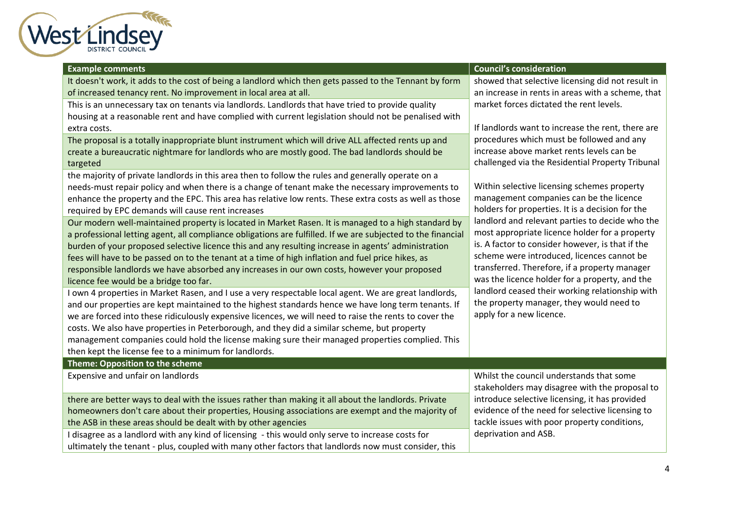| Example comments | Council's consideration |
|---|---|
| It doesn't work, it adds to the cost of being a landlord which then gets passed to the Tennant by form of increased tenancy rent. No improvement in local area at all. | showed that selective licensing did not result in an increase in rents in areas with a scheme, that market forces dictated the rent levels. |
| This is an unnecessary tax on tenants via landlords. Landlords that have tried to provide quality housing at a reasonable rent and have complied with current legislation should not be penalised with extra costs. | If landlords want to increase the rent, there are procedures which must be followed and any increase above market rents levels can be challenged via the Residential Property Tribunal |
| The proposal is a totally inappropriate blunt instrument which will drive ALL affected rents up and create a bureaucratic nightmare for landlords who are mostly good. The bad landlords should be targeted | |
| the majority of private landlords in this area then to follow the rules and generally operate on a needs-must repair policy and when there is a change of tenant make the necessary improvements to enhance the property and the EPC. This area has relative low rents. These extra costs as well as those required by EPC demands will cause rent increases | Within selective licensing schemes property management companies can be the licence holders for properties. It is a decision for the landlord and relevant parties to decide who the most appropriate licence holder for a property is. A factor to consider however, is that if the scheme were introduced, licences cannot be transferred. Therefore, if a property manager was the licence holder for a property, and the landlord ceased their working relationship with the property manager, they would need to apply for a new licence. |
| Our modern well-maintained property is located in Market Rasen. It is managed to a high standard by a professional letting agent, all compliance obligations are fulfilled. If we are subjected to the financial burden of your proposed selective licence this and any resulting increase in agents' administration fees will have to be passed on to the tenant at a time of high inflation and fuel price hikes, as responsible landlords we have absorbed any increases in our own costs, however your proposed licence fee would be a bridge too far. | |
| I own 4 properties in Market Rasen, and I use a very respectable local agent. We are great landlords, and our properties are kept maintained to the highest standards hence we have long term tenants. If we are forced into these ridiculously expensive licences, we will need to raise the rents to cover the costs. We also have properties in Peterborough, and they did a similar scheme, but property management companies could hold the license making sure their managed properties complied. This then kept the license fee to a minimum for landlords. | |
| **Theme: Opposition to the scheme** | |
| Expensive and unfair on landlords | Whilst the council understands that some stakeholders may disagree with the proposal to introduce selective licensing, it has provided evidence of the need for selective licensing to tackle issues with poor property conditions, deprivation and ASB. |
| there are better ways to deal with the issues rather than making it all about the landlords. Private homeowners don't care about their properties, Housing associations are exempt and the majority of the ASB in these areas should be dealt with by other agencies | |
| I disagree as a landlord with any kind of licensing - this would only serve to increase costs for ultimately the tenant - plus, coupled with many other factors that landlords now must consider, this | |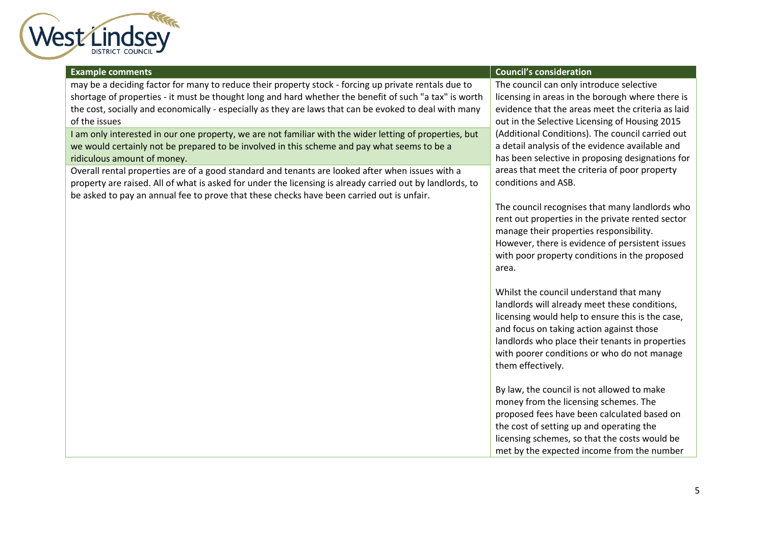| Example comments | Council's consideration |
|---|---|
| may be a deciding factor for many to reduce their property stock - forcing up private rentals due to shortage of properties - it must be thought long and hard whether the benefit of such "a tax" is worth the cost, socially and economically - especially as they are laws that can be evoked to deal with many of the issues<br><br>I am only interested in our one property, we are not familiar with the wider letting of properties, but we would certainly not be prepared to be involved in this scheme and pay what seems to be a ridiculous amount of money.<br><br>Overall rental properties are of a good standard and tenants are looked after when issues with a property are raised. All of what is asked for under the licensing is already carried out by landlords, to be asked to pay an annual fee to prove that these checks have been carried out is unfair. | The council can only introduce selective licensing in areas in the borough where there is evidence that the areas meet the criteria as laid out in the Selective Licensing of Housing 2015 (Additional Conditions). The council carried out a detail analysis of the evidence available and has been selective in proposing designations for areas that meet the criteria of poor property conditions and ASB.<br><br>The council recognises that many landlords who rent out properties in the private rented sector manage their properties responsibility. However, there is evidence of persistent issues with poor property conditions in the proposed area.<br><br>Whilst the council understand that many landlords will already meet these conditions, licensing would help to ensure this is the case, and focus on taking action against those landlords who place their tenants in properties with poorer conditions or who do not manage them effectively.<br><br>By law, the council is not allowed to make money from the licensing schemes. The proposed fees have been calculated based on the cost of setting up and operating the licensing schemes, so that the costs would be met by the expected income from the number |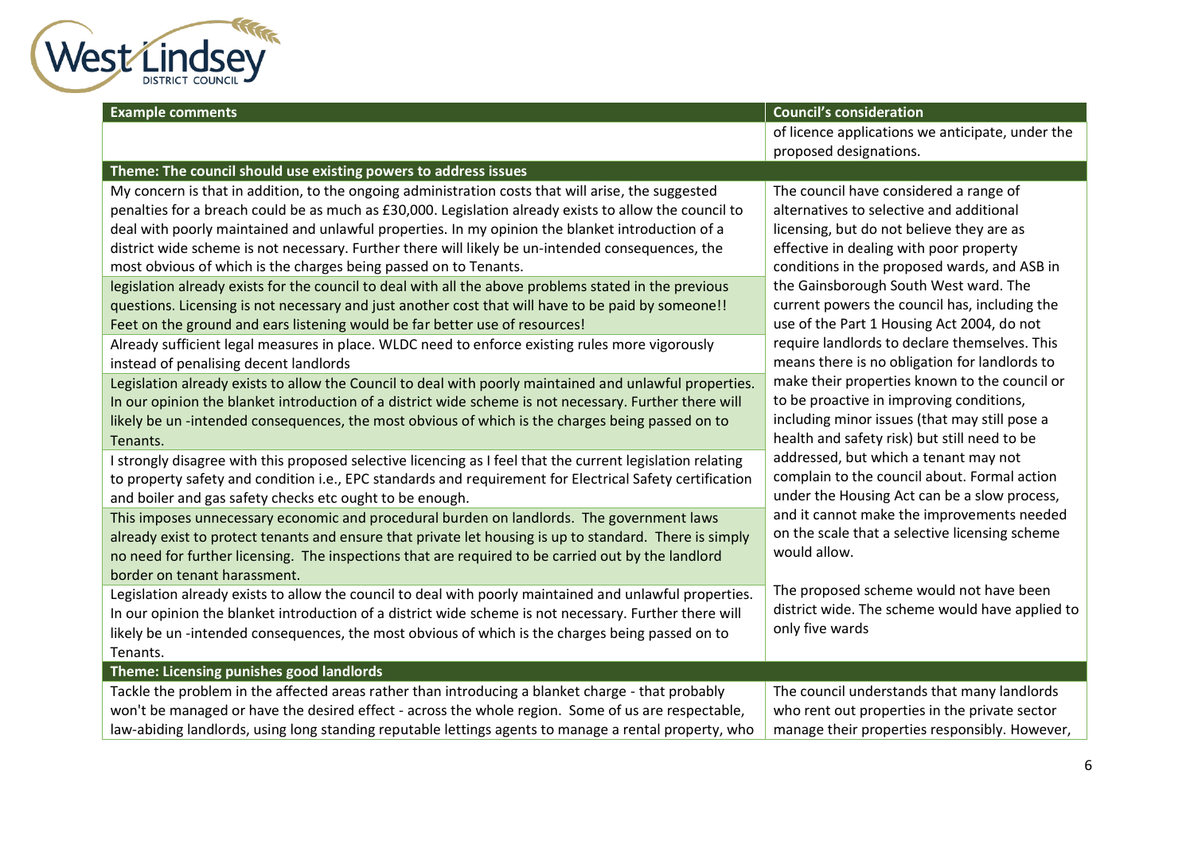| Example comments | Council's consideration |
|---|---|
| | of licence applications we anticipate, under the proposed designations. |
| **Theme: The council should use existing powers to address issues** | |
| My concern is that in addition, to the ongoing administration costs that will arise, the suggested penalties for a breach could be as much as £30,000. Legislation already exists to allow the council to deal with poorly maintained and unlawful properties. In my opinion the blanket introduction of a district wide scheme is not necessary. Further there will likely be un-intended consequences, the most obvious of which is the charges being passed on to Tenants. | The council have considered a range of alternatives to selective and additional licensing, but do not believe they are as effective in dealing with poor property conditions in the proposed wards, and ASB in the Gainsborough South West ward. The current powers the council has, including the use of the Part 1 Housing Act 2004, do not require landlords to declare themselves. This means there is no obligation for landlords to make their properties known to the council or to be proactive in improving conditions, including minor issues (that may still pose a health and safety risk) but still need to be addressed, but which a tenant may not complain to the council about. Formal action under the Housing Act can be a slow process, and it cannot make the improvements needed on the scale that a selective licensing scheme would allow.<br><br>The proposed scheme would not have been district wide. The scheme would have applied to only five wards |
| legislation already exists for the council to deal with all the above problems stated in the previous questions. Licensing is not necessary and just another cost that will have to be paid by someone!! Feet on the ground and ears listening would be far better use of resources! | |
| Already sufficient legal measures in place. WLDC need to enforce existing rules more vigorously instead of penalising decent landlords | |
| Legislation already exists to allow the Council to deal with poorly maintained and unlawful properties. In our opinion the blanket introduction of a district wide scheme is not necessary. Further there will likely be un -intended consequences, the most obvious of which is the charges being passed on to Tenants. | |
| I strongly disagree with this proposed selective licencing as I feel that the current legislation relating to property safety and condition i.e., EPC standards and requirement for Electrical Safety certification and boiler and gas safety checks etc ought to be enough. | |
| This imposes unnecessary economic and procedural burden on landlords. The government laws already exist to protect tenants and ensure that private let housing is up to standard. There is simply no need for further licensing. The inspections that are required to be carried out by the landlord border on tenant harassment. | |
| Legislation already exists to allow the council to deal with poorly maintained and unlawful properties. In our opinion the blanket introduction of a district wide scheme is not necessary. Further there will likely be un -intended consequences, the most obvious of which is the charges being passed on to Tenants. | |
| **Theme: Licensing punishes good landlords** | |
| Tackle the problem in the affected areas rather than introducing a blanket charge - that probably won't be managed or have the desired effect - across the whole region. Some of us are respectable, law-abiding landlords, using long standing reputable lettings agents to manage a rental property, who | The council understands that many landlords who rent out properties in the private sector manage their properties responsibly. However, |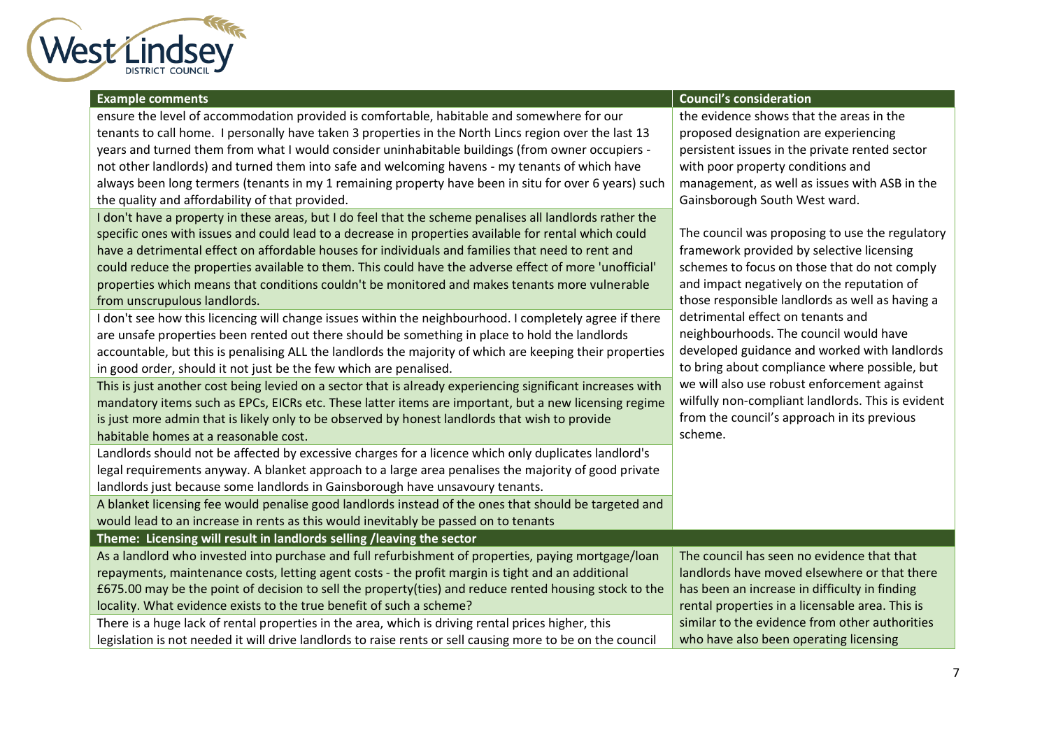| Example comments | Council's consideration |
|---|---|
| ensure the level of accommodation provided is comfortable, habitable and somewhere for our tenants to call home. I personally have taken 3 properties in the North Lincs region over the last 13 years and turned them from what I would consider uninhabitable buildings (from owner occupiers - not other landlords) and turned them into safe and welcoming havens - my tenants of which have always been long termers (tenants in my 1 remaining property have been in situ for over 6 years) such the quality and affordability of that provided. | the evidence shows that the areas in the proposed designation are experiencing persistent issues in the private rented sector with poor property conditions and management, as well as issues with ASB in the Gainsborough South West ward.<br><br>The council was proposing to use the regulatory framework provided by selective licensing schemes to focus on those that do not comply and impact negatively on the reputation of those responsible landlords as well as having a detrimental effect on tenants and neighbourhoods. The council would have developed guidance and worked with landlords to bring about compliance where possible, but we will also use robust enforcement against wilfully non-compliant landlords. This is evident from the council's approach in its previous scheme. |
| I don't have a property in these areas, but I do feel that the scheme penalises all landlords rather the specific ones with issues and could lead to a decrease in properties available for rental which could have a detrimental effect on affordable houses for individuals and families that need to rent and could reduce the properties available to them. This could have the adverse effect of more 'unofficial' properties which means that conditions couldn't be monitored and makes tenants more vulnerable from unscrupulous landlords. | |
| I don't see how this licencing will change issues within the neighbourhood. I completely agree if there are unsafe properties been rented out there should be something in place to hold the landlords accountable, but this is penalising ALL the landlords the majority of which are keeping their properties in good order, should it not just be the few which are penalised. | |
| This is just another cost being levied on a sector that is already experiencing significant increases with mandatory items such as EPCs, EICRs etc. These latter items are important, but a new licensing regime is just more admin that is likely only to be observed by honest landlords that wish to provide habitable homes at a reasonable cost. | |
| Landlords should not be affected by excessive charges for a licence which only duplicates landlord's legal requirements anyway. A blanket approach to a large area penalises the majority of good private landlords just because some landlords in Gainsborough have unsavoury tenants. | |
| A blanket licensing fee would penalise good landlords instead of the ones that should be targeted and would lead to an increase in rents as this would inevitably be passed on to tenants | |
| **Theme: Licensing will result in landlords selling /leaving the sector** | |
| As a landlord who invested into purchase and full refurbishment of properties, paying mortgage/loan repayments, maintenance costs, letting agent costs - the profit margin is tight and an additional £675.00 may be the point of decision to sell the property(ties) and reduce rented housing stock to the locality. What evidence exists to the true benefit of such a scheme? | The council has seen no evidence that that landlords have moved elsewhere or that there has been an increase in difficulty in finding rental properties in a licensable area. This is similar to the evidence from other authorities who have also been operating licensing |
| There is a huge lack of rental properties in the area, which is driving rental prices higher, this legislation is not needed it will drive landlords to raise rents or sell causing more to be on the council | |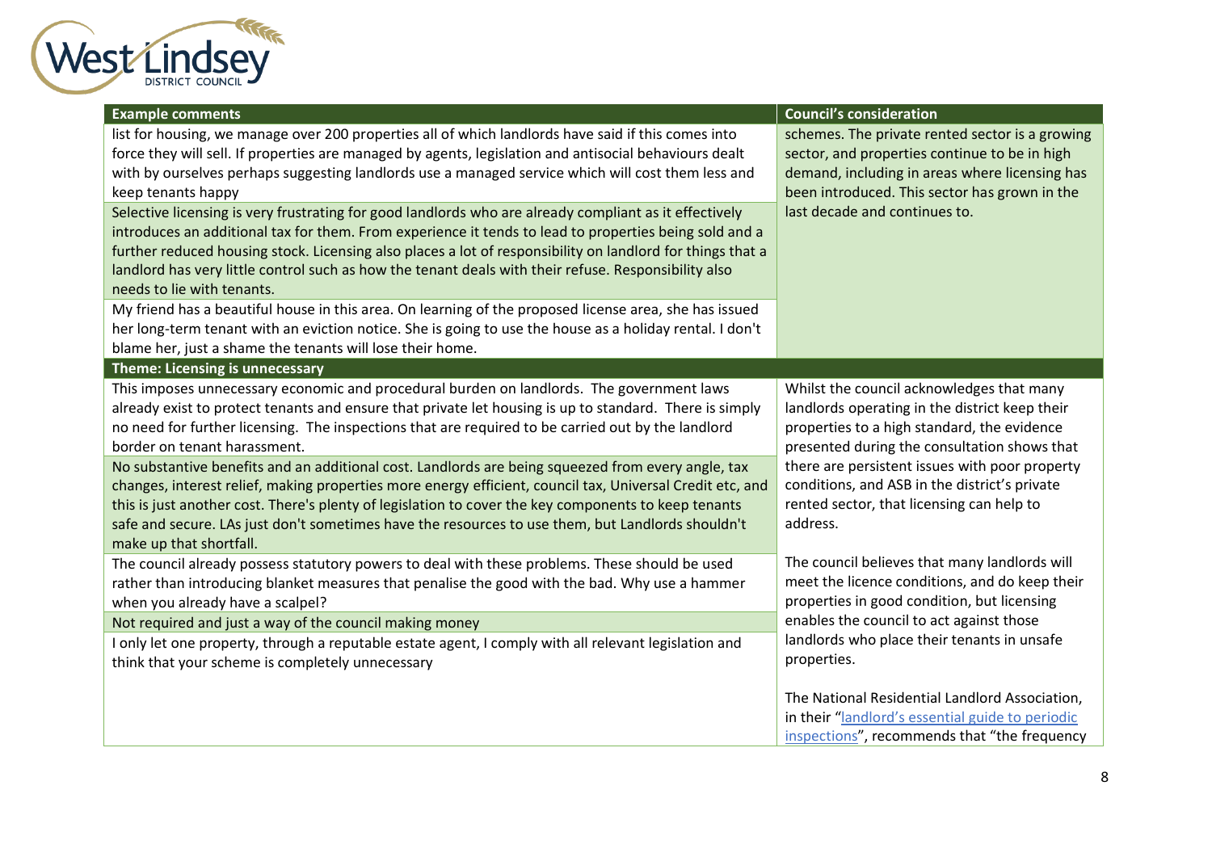| Example comments | Council's consideration |
|---|---|
| list for housing, we manage over 200 properties all of which landlords have said if this comes into force they will sell. If properties are managed by agents, legislation and antisocial behaviours dealt with by ourselves perhaps suggesting landlords use a managed service which will cost them less and keep tenants happy | schemes. The private rented sector is a growing sector, and properties continue to be in high demand, including in areas where licensing has been introduced. This sector has grown in the last decade and continues to. |
| Selective licensing is very frustrating for good landlords who are already compliant as it effectively introduces an additional tax for them. From experience it tends to lead to properties being sold and a further reduced housing stock. Licensing also places a lot of responsibility on landlord for things that a landlord has very little control such as how the tenant deals with their refuse. Responsibility also needs to lie with tenants. | |
| My friend has a beautiful house in this area. On learning of the proposed license area, she has issued her long-term tenant with an eviction notice. She is going to use the house as a holiday rental. I don't blame her, just a shame the tenants will lose their home. | |
| **Theme: Licensing is unnecessary** | |
| This imposes unnecessary economic and procedural burden on landlords. The government laws already exist to protect tenants and ensure that private let housing is up to standard. There is simply no need for further licensing. The inspections that are required to be carried out by the landlord border on tenant harassment. | Whilst the council acknowledges that many landlords operating in the district keep their properties to a high standard, the evidence presented during the consultation shows that there are persistent issues with poor property conditions, and ASB in the district's private rented sector, that licensing can help to address.<br><br>The council believes that many landlords will meet the licence conditions, and do keep their properties in good condition, but licensing enables the council to act against those landlords who place their tenants in unsafe properties.<br><br>The National Residential Landlord Association, in their "landlord's essential guide to periodic inspections", recommends that "the frequency |
| No substantive benefits and an additional cost. Landlords are being squeezed from every angle, tax changes, interest relief, making properties more energy efficient, council tax, Universal Credit etc, and this is just another cost. There's plenty of legislation to cover the key components to keep tenants safe and secure. LAs just don't sometimes have the resources to use them, but Landlords shouldn't make up that shortfall. | |
| The council already possess statutory powers to deal with these problems. These should be used rather than introducing blanket measures that penalise the good with the bad. Why use a hammer when you already have a scalpel? | |
| Not required and just a way of the council making money | |
| I only let one property, through a reputable estate agent, I comply with all relevant legislation and think that your scheme is completely unnecessary | |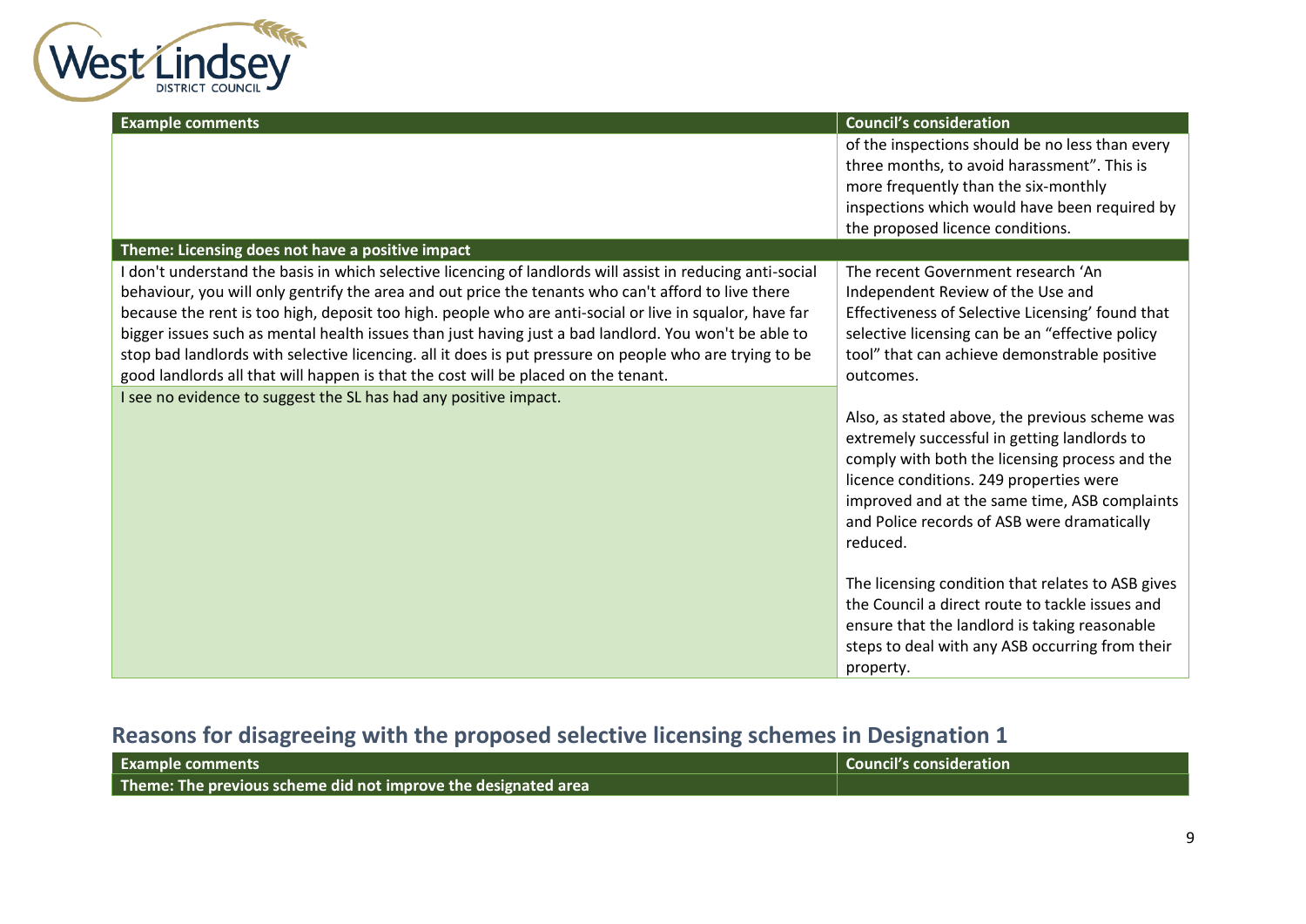| Example comments | Council's consideration |
| --- | --- |
| | of the inspections should be no less than every three months, to avoid harassment". This is more frequently than the six-monthly inspections which would have been required by the proposed licence conditions. |
| **Theme: Licensing does not have a positive impact** | |
| I don't understand the basis in which selective licencing of landlords will assist in reducing anti-social behaviour, you will only gentrify the area and out price the tenants who can't afford to live there because the rent is too high, deposit too high. people who are anti-social or live in squalor, have far bigger issues such as mental health issues than just having just a bad landlord. You won't be able to stop bad landlords with selective licencing. all it does is put pressure on people who are trying to be good landlords all that will happen is that the cost will be placed on the tenant.<br><br>I see no evidence to suggest the SL has had any positive impact. | The recent Government research 'An Independent Review of the Use and Effectiveness of Selective Licensing' found that selective licensing can be an "effective policy tool" that can achieve demonstrable positive outcomes.<br><br>Also, as stated above, the previous scheme was extremely successful in getting landlords to comply with both the licensing process and the licence conditions. 249 properties were improved and at the same time, ASB complaints and Police records of ASB were dramatically reduced.<br><br>The licensing condition that relates to ASB gives the Council a direct route to tackle issues and ensure that the landlord is taking reasonable steps to deal with any ASB occurring from their property. |

## Reasons for disagreeing with the proposed selective licensing schemes in Designation 1

| Example comments | Council's consideration |
| --- | --- |
| **Theme: The previous scheme did not improve the designated area** | |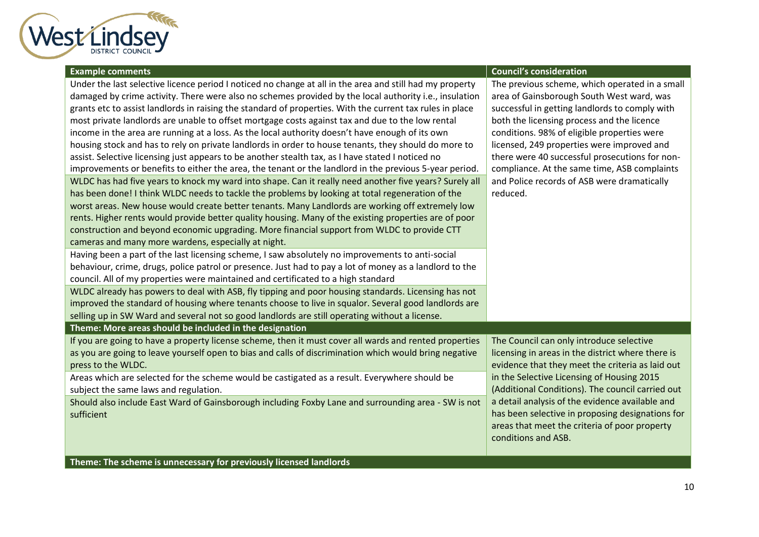| Example comments | Council's consideration |
|---|---|
| Under the last selective licence period I noticed no change at all in the area and still had my property damaged by crime activity. There were also no schemes provided by the local authority i.e., insulation grants etc to assist landlords in raising the standard of properties. With the current tax rules in place most private landlords are unable to offset mortgage costs against tax and due to the low rental income in the area are running at a loss. As the local authority doesn't have enough of its own housing stock and has to rely on private landlords in order to house tenants, they should do more to assist. Selective licensing just appears to be another stealth tax, as I have stated I noticed no improvements or benefits to either the area, the tenant or the landlord in the previous 5-year period. | The previous scheme, which operated in a small area of Gainsborough South West ward, was successful in getting landlords to comply with both the licensing process and the licence conditions. 98% of eligible properties were licensed, 249 properties were improved and there were 40 successful prosecutions for non-compliance. At the same time, ASB complaints and Police records of ASB were dramatically reduced. |
| WLDC has had five years to knock my ward into shape. Can it really need another five years? Surely all has been done! I think WLDC needs to tackle the problems by looking at total regeneration of the worst areas. New house would create better tenants. Many Landlords are working off extremely low rents. Higher rents would provide better quality housing. Many of the existing properties are of poor construction and beyond economic upgrading. More financial support from WLDC to provide CTT cameras and many more wardens, especially at night. | |
| Having been a part of the last licensing scheme, I saw absolutely no improvements to anti-social behaviour, crime, drugs, police patrol or presence. Just had to pay a lot of money as a landlord to the council. All of my properties were maintained and certificated to a high standard | |
| WLDC already has powers to deal with ASB, fly tipping and poor housing standards. Licensing has not improved the standard of housing where tenants choose to live in squalor. Several good landlords are selling up in SW Ward and several not so good landlords are still operating without a license. | |
| **Theme: More areas should be included in the designation** | |
| If you are going to have a property license scheme, then it must cover all wards and rented properties as you are going to leave yourself open to bias and calls of discrimination which would bring negative press to the WLDC. | The Council can only introduce selective licensing in areas in the district where there is evidence that they meet the criteria as laid out in the Selective Licensing of Housing 2015 (Additional Conditions). The council carried out a detail analysis of the evidence available and has been selective in proposing designations for areas that meet the criteria of poor property conditions and ASB. |
| Areas which are selected for the scheme would be castigated as a result. Everywhere should be subject the same laws and regulation. | |
| Should also include East Ward of Gainsborough including Foxby Lane and surrounding area - SW is not sufficient | |
| **Theme: The scheme is unnecessary for previously licensed landlords** | |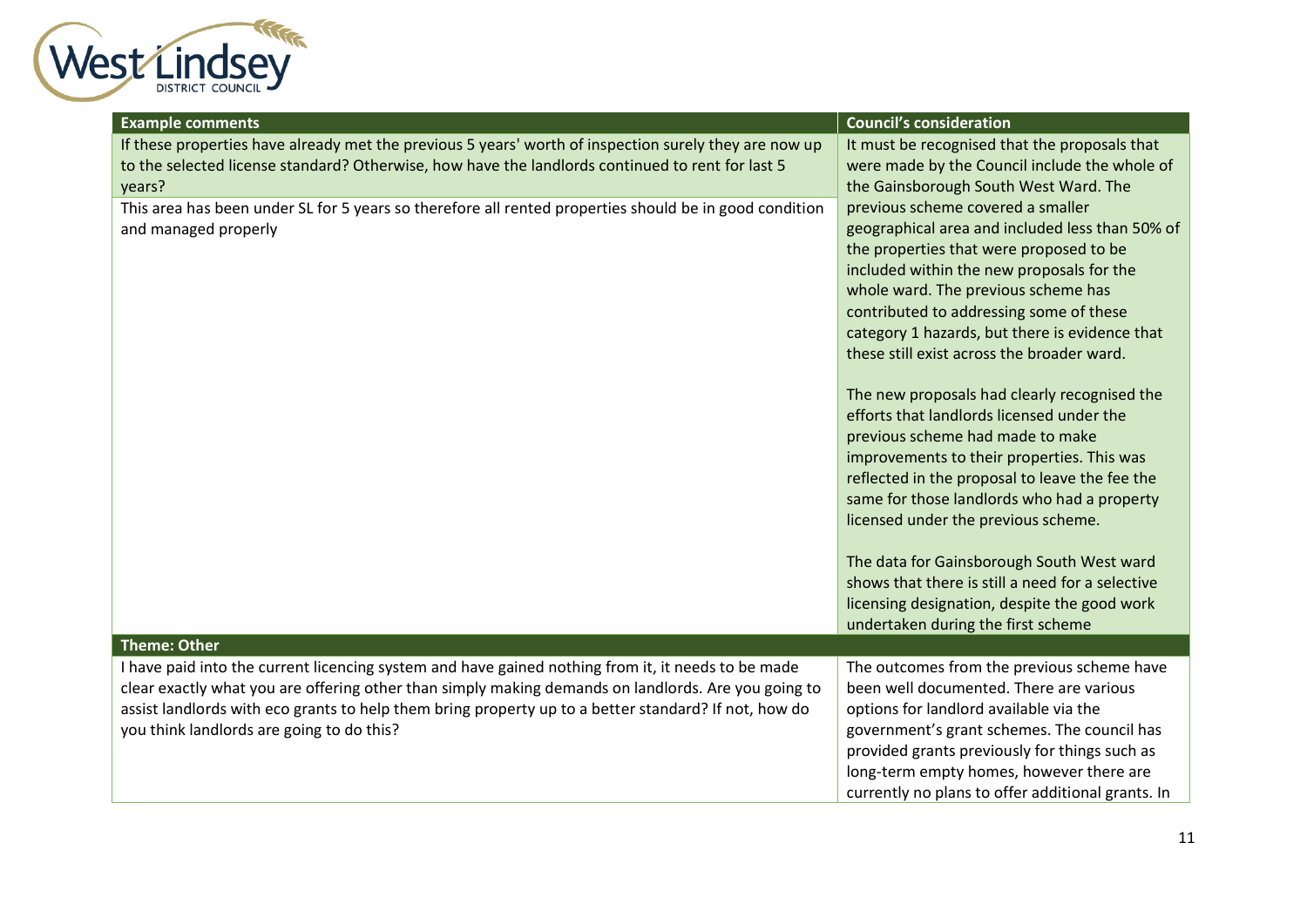| Example comments | Council's consideration |
|---|---|
| If these properties have already met the previous 5 years' worth of inspection surely they are now up to the selected license standard? Otherwise, how have the landlords continued to rent for last 5 years?<br><br>This area has been under SL for 5 years so therefore all rented properties should be in good condition and managed properly | It must be recognised that the proposals that were made by the Council include the whole of the Gainsborough South West Ward. The previous scheme covered a smaller geographical area and included less than 50% of the properties that were proposed to be included within the new proposals for the whole ward. The previous scheme has contributed to addressing some of these category 1 hazards, but there is evidence that these still exist across the broader ward.<br><br>The new proposals had clearly recognised the efforts that landlords licensed under the previous scheme had made to make improvements to their properties. This was reflected in the proposal to leave the fee the same for those landlords who had a property licensed under the previous scheme.<br><br>The data for Gainsborough South West ward shows that there is still a need for a selective licensing designation, despite the good work undertaken during the first scheme |
| **Theme: Other** | |
| I have paid into the current licencing system and have gained nothing from it, it needs to be made clear exactly what you are offering other than simply making demands on landlords. Are you going to assist landlords with eco grants to help them bring property up to a better standard? If not, how do you think landlords are going to do this? | The outcomes from the previous scheme have been well documented. There are various options for landlord available via the government's grant schemes. The council has provided grants previously for things such as long-term empty homes, however there are currently no plans to offer additional grants. In |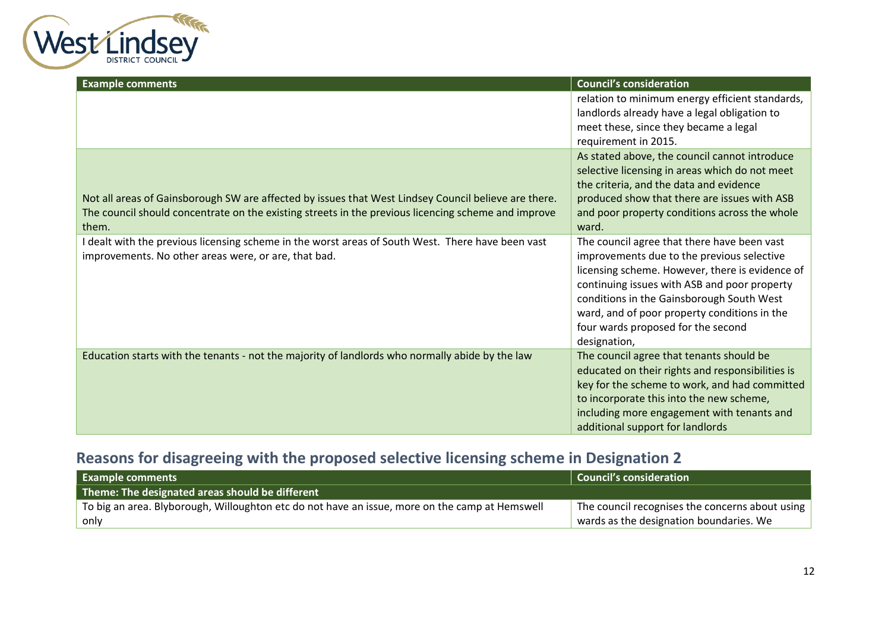| Example comments | Council's consideration |
| --- | --- |
| | relation to minimum energy efficient standards, landlords already have a legal obligation to meet these, since they became a legal requirement in 2015. |
| Not all areas of Gainsborough SW are affected by issues that West Lindsey Council believe are there. The council should concentrate on the existing streets in the previous licencing scheme and improve them. | As stated above, the council cannot introduce selective licensing in areas which do not meet the criteria, and the data and evidence produced show that there are issues with ASB and poor property conditions across the whole ward. |
| I dealt with the previous licensing scheme in the worst areas of South West. There have been vast improvements. No other areas were, or are, that bad. | The council agree that there have been vast improvements due to the previous selective licensing scheme. However, there is evidence of continuing issues with ASB and poor property conditions in the Gainsborough South West ward, and of poor property conditions in the four wards proposed for the second designation, |
| Education starts with the tenants - not the majority of landlords who normally abide by the law | The council agree that tenants should be educated on their rights and responsibilities is key for the scheme to work, and had committed to incorporate this into the new scheme, including more engagement with tenants and additional support for landlords |

## Reasons for disagreeing with the proposed selective licensing scheme in Designation 2

| Example comments | Council's consideration |
| --- | --- |
| **Theme: The designated areas should be different** | |
| To big an area. Blyborough, Willoughton etc do not have an issue, more on the camp at Hemswell only | The council recognises the concerns about using wards as the designation boundaries. We |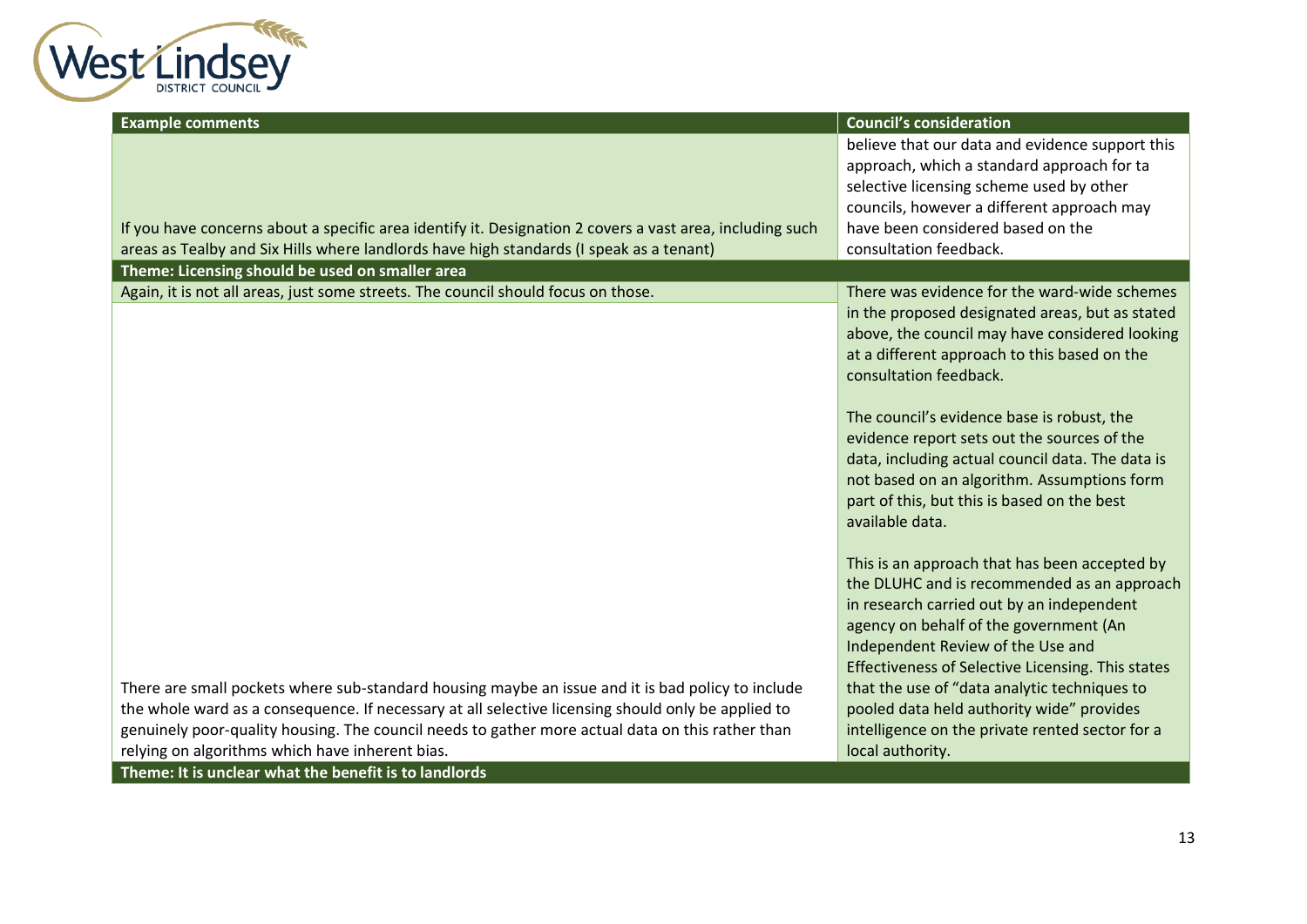| Example comments | Council's consideration |
|---|---|
| If you have concerns about a specific area identify it. Designation 2 covers a vast area, including such areas as Tealby and Six Hills where landlords have high standards (I speak as a tenant) | believe that our data and evidence support this approach, which a standard approach for ta selective licensing scheme used by other councils, however a different approach may have been considered based on the consultation feedback. |
| **Theme: Licensing should be used on smaller area** | |
| Again, it is not all areas, just some streets. The council should focus on those.<br><br>There are small pockets where sub-standard housing maybe an issue and it is bad policy to include the whole ward as a consequence. If necessary at all selective licensing should only be applied to genuinely poor-quality housing. The council needs to gather more actual data on this rather than relying on algorithms which have inherent bias. | There was evidence for the ward-wide schemes in the proposed designated areas, but as stated above, the council may have considered looking at a different approach to this based on the consultation feedback.<br><br>The council's evidence base is robust, the evidence report sets out the sources of the data, including actual council data. The data is not based on an algorithm. Assumptions form part of this, but this is based on the best available data.<br><br>This is an approach that has been accepted by the DLUHC and is recommended as an approach in research carried out by an independent agency on behalf of the government (An Independent Review of the Use and Effectiveness of Selective Licensing. This states that the use of "data analytic techniques to pooled data held authority wide" provides intelligence on the private rented sector for a local authority. |
| **Theme: It is unclear what the benefit is to landlords** | |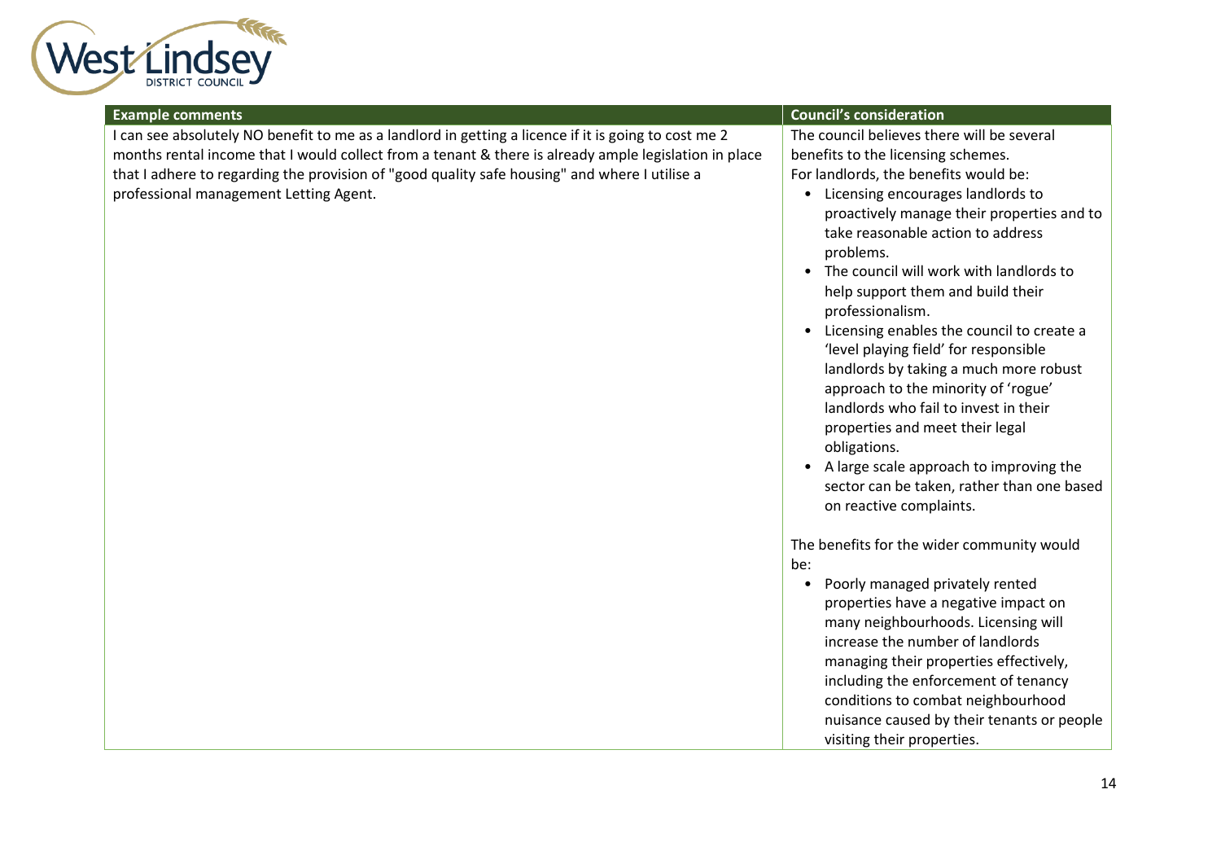| Example comments | Council's consideration |
|---|---|
| I can see absolutely NO benefit to me as a landlord in getting a licence if it is going to cost me 2 months rental income that I would collect from a tenant & there is already ample legislation in place that I adhere to regarding the provision of "good quality safe housing" and where I utilise a professional management Letting Agent. | The council believes there will be several benefits to the licensing schemes.<br>For landlords, the benefits would be:<br>• Licensing encourages landlords to proactively manage their properties and to take reasonable action to address problems.<br>• The council will work with landlords to help support them and build their professionalism.<br>• Licensing enables the council to create a 'level playing field' for responsible landlords by taking a much more robust approach to the minority of 'rogue' landlords who fail to invest in their properties and meet their legal obligations.<br>• A large scale approach to improving the sector can be taken, rather than one based on reactive complaints.<br><br>The benefits for the wider community would be:<br>• Poorly managed privately rented properties have a negative impact on many neighbourhoods. Licensing will increase the number of landlords managing their properties effectively, including the enforcement of tenancy conditions to combat neighbourhood nuisance caused by their tenants or people visiting their properties. |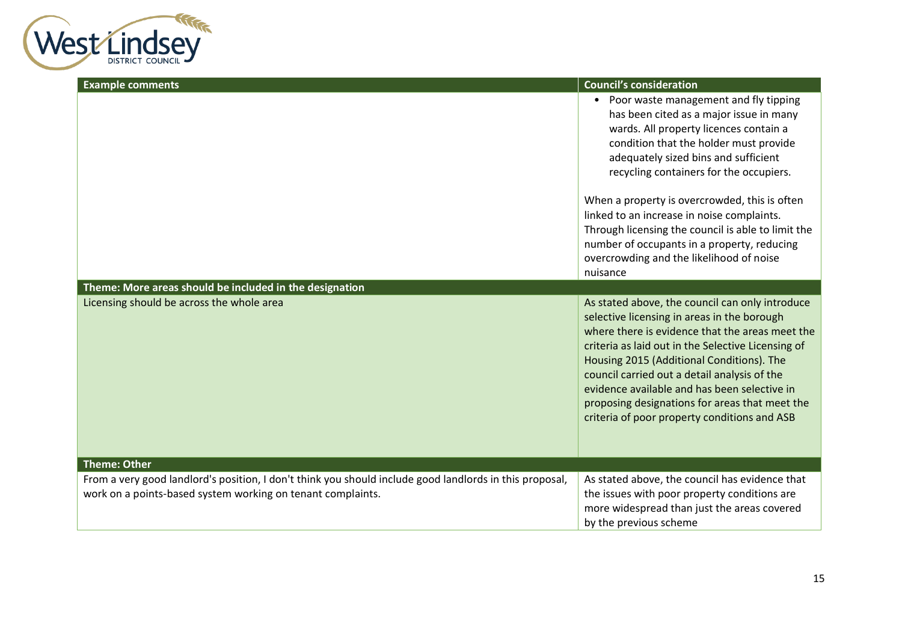| Example comments | Council's consideration |
| --- | --- |
| | • Poor waste management and fly tipping has been cited as a major issue in many wards. All property licences contain a condition that the holder must provide adequately sized bins and sufficient recycling containers for the occupiers.<br><br>When a property is overcrowded, this is often linked to an increase in noise complaints. Through licensing the council is able to limit the number of occupants in a property, reducing overcrowding and the likelihood of noise nuisance |
| **Theme: More areas should be included in the designation** | |
| Licensing should be across the whole area | As stated above, the council can only introduce selective licensing in areas in the borough where there is evidence that the areas meet the criteria as laid out in the Selective Licensing of Housing 2015 (Additional Conditions). The council carried out a detail analysis of the evidence available and has been selective in proposing designations for areas that meet the criteria of poor property conditions and ASB |
| **Theme: Other** | |
| From a very good landlord's position, I don't think you should include good landlords in this proposal, work on a points-based system working on tenant complaints. | As stated above, the council has evidence that the issues with poor property conditions are more widespread than just the areas covered by the previous scheme |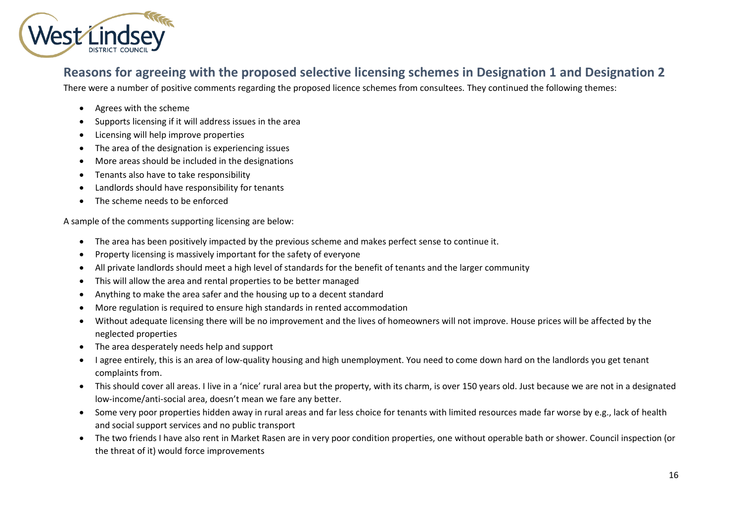## Reasons for agreeing with the proposed selective licensing schemes in Designation 1 and Designation 2

There were a number of positive comments regarding the proposed licence schemes from consultees. They continued the following themes:

- Agrees with the scheme
- Supports licensing if it will address issues in the area
- Licensing will help improve properties
- The area of the designation is experiencing issues
- More areas should be included in the designations
- Tenants also have to take responsibility
- Landlords should have responsibility for tenants
- The scheme needs to be enforced

A sample of the comments supporting licensing are below:

- The area has been positively impacted by the previous scheme and makes perfect sense to continue it.
- Property licensing is massively important for the safety of everyone
- All private landlords should meet a high level of standards for the benefit of tenants and the larger community
- This will allow the area and rental properties to be better managed
- Anything to make the area safer and the housing up to a decent standard
- More regulation is required to ensure high standards in rented accommodation
- Without adequate licensing there will be no improvement and the lives of homeowners will not improve. House prices will be affected by the neglected properties
- The area desperately needs help and support
- I agree entirely, this is an area of low-quality housing and high unemployment. You need to come down hard on the landlords you get tenant complaints from.
- This should cover all areas. I live in a 'nice' rural area but the property, with its charm, is over 150 years old. Just because we are not in a designated low-income/anti-social area, doesn't mean we fare any better.
- Some very poor properties hidden away in rural areas and far less choice for tenants with limited resources made far worse by e.g., lack of health and social support services and no public transport
- The two friends I have also rent in Market Rasen are in very poor condition properties, one without operable bath or shower. Council inspection (or the threat of it) would force improvements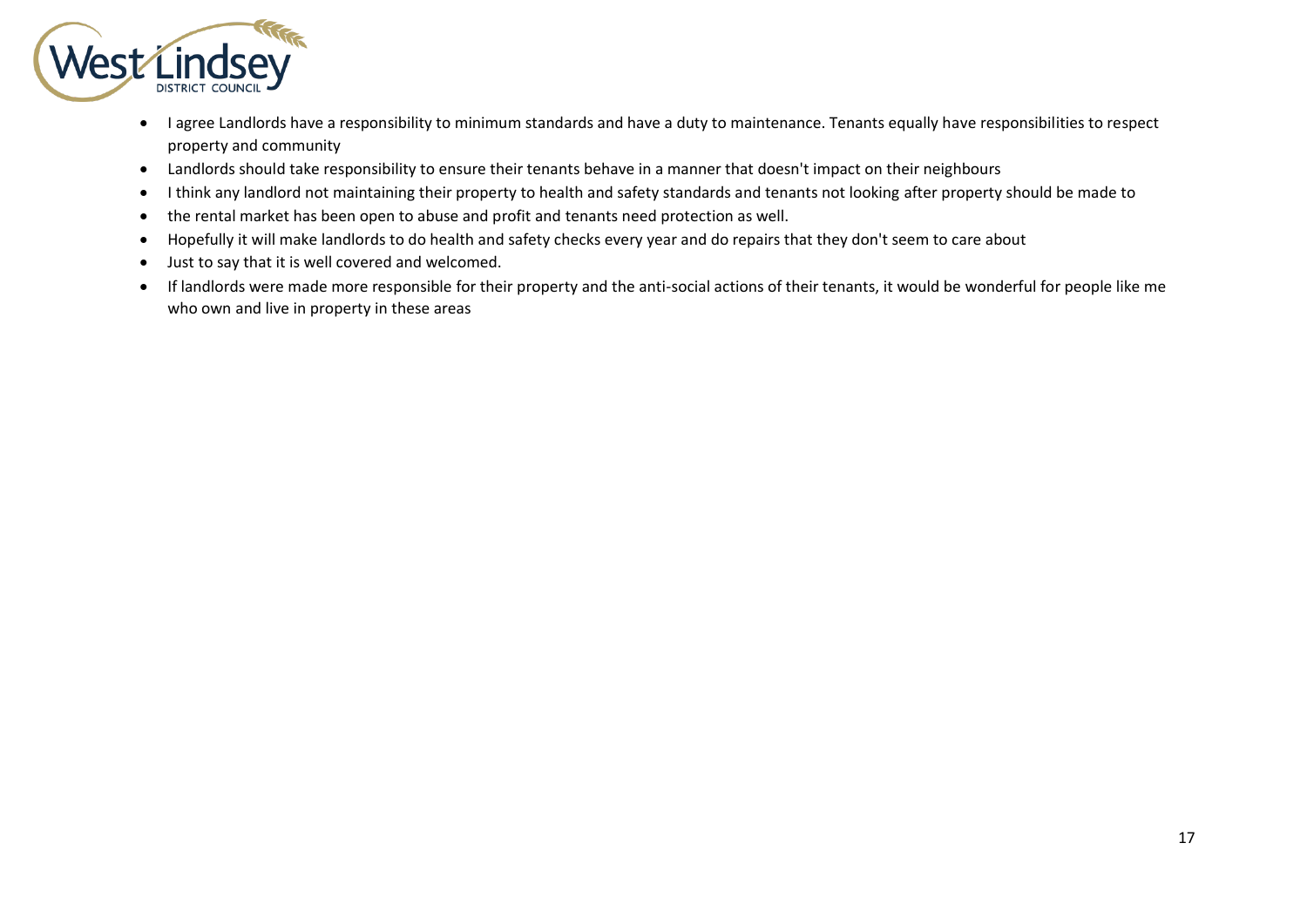- I agree Landlords have a responsibility to minimum standards and have a duty to maintenance. Tenants equally have responsibilities to respect property and community
- Landlords should take responsibility to ensure their tenants behave in a manner that doesn't impact on their neighbours
- I think any landlord not maintaining their property to health and safety standards and tenants not looking after property should be made to
- the rental market has been open to abuse and profit and tenants need protection as well.
- Hopefully it will make landlords to do health and safety checks every year and do repairs that they don't seem to care about
- Just to say that it is well covered and welcomed.
- If landlords were made more responsible for their property and the anti-social actions of their tenants, it would be wonderful for people like me who own and live in property in these areas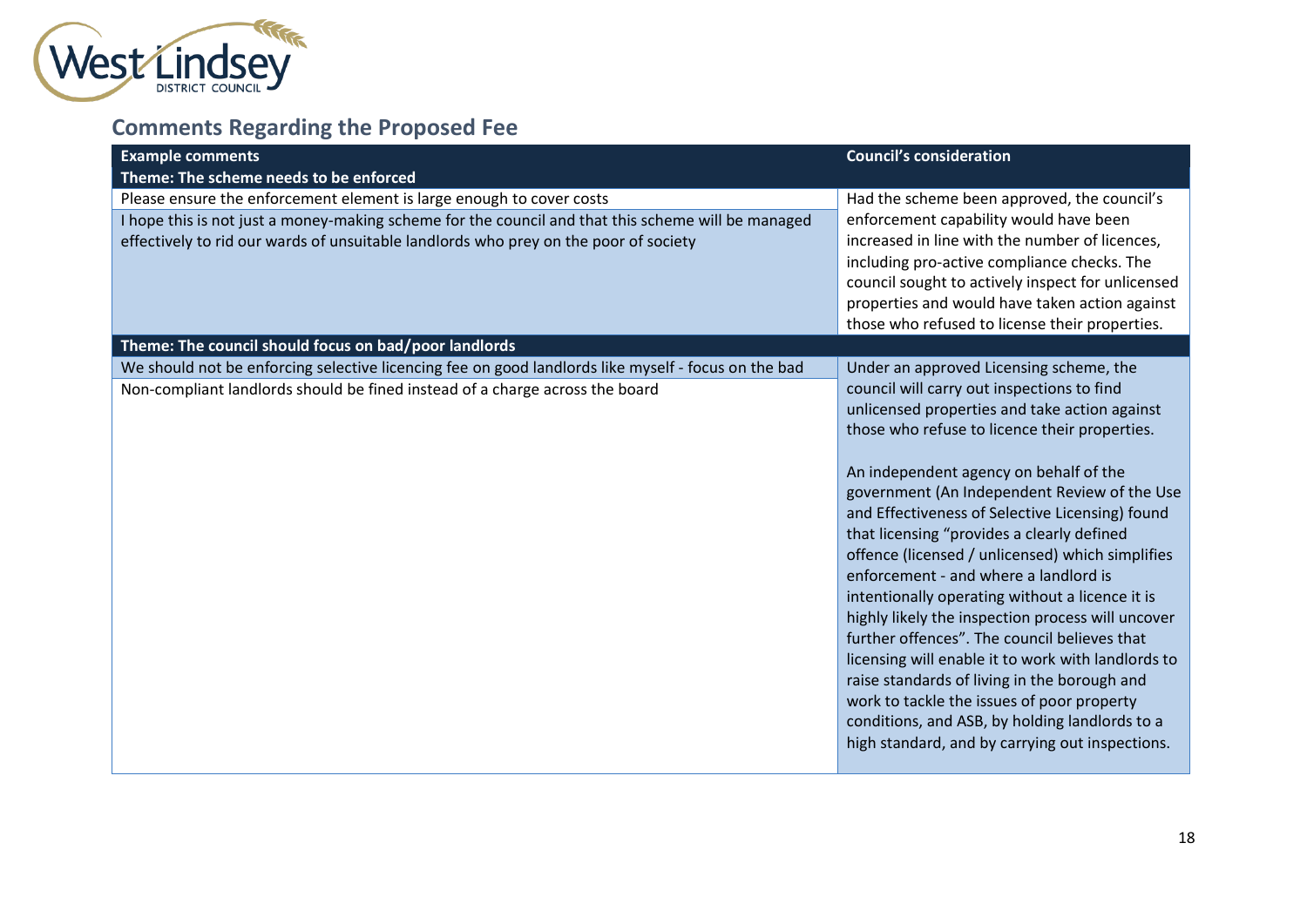## Comments Regarding the Proposed Fee

| Example comments | Council's consideration |
|---|---|
| **Theme: The scheme needs to be enforced** | |
| Please ensure the enforcement element is large enough to cover costs<br><br>I hope this is not just a money-making scheme for the council and that this scheme will be managed effectively to rid our wards of unsuitable landlords who prey on the poor of society | Had the scheme been approved, the council's enforcement capability would have been increased in line with the number of licences, including pro-active compliance checks. The council sought to actively inspect for unlicensed properties and would have taken action against those who refused to license their properties. |
| **Theme: The council should focus on bad/poor landlords** | |
| We should not be enforcing selective licencing fee on good landlords like myself - focus on the bad<br><br>Non-compliant landlords should be fined instead of a charge across the board | Under an approved Licensing scheme, the council will carry out inspections to find unlicensed properties and take action against those who refuse to licence their properties.<br><br>An independent agency on behalf of the government (An Independent Review of the Use and Effectiveness of Selective Licensing) found that licensing "provides a clearly defined offence (licensed / unlicensed) which simplifies enforcement - and where a landlord is intentionally operating without a licence it is highly likely the inspection process will uncover further offences". The council believes that licensing will enable it to work with landlords to raise standards of living in the borough and work to tackle the issues of poor property conditions, and ASB, by holding landlords to a high standard, and by carrying out inspections. |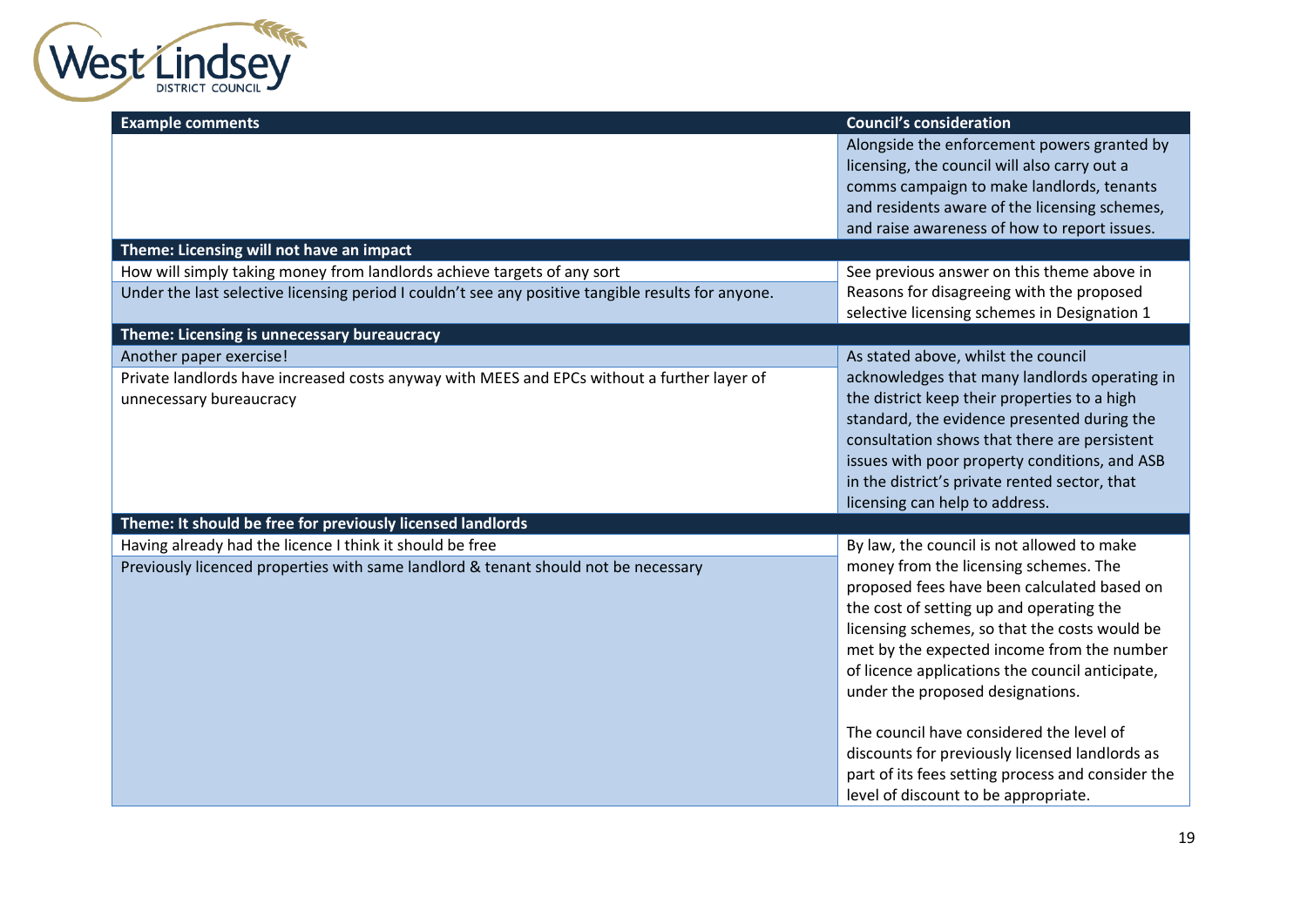| Example comments | Council's consideration |
|---|---|
| | Alongside the enforcement powers granted by licensing, the council will also carry out a comms campaign to make landlords, tenants and residents aware of the licensing schemes, and raise awareness of how to report issues. |
| **Theme: Licensing will not have an impact** | |
| How will simply taking money from landlords achieve targets of any sort | See previous answer on this theme above in Reasons for disagreeing with the proposed selective licensing schemes in Designation 1 |
| Under the last selective licensing period I couldn't see any positive tangible results for anyone. | |
| **Theme: Licensing is unnecessary bureaucracy** | |
| Another paper exercise! | As stated above, whilst the council acknowledges that many landlords operating in the district keep their properties to a high standard, the evidence presented during the consultation shows that there are persistent issues with poor property conditions, and ASB in the district's private rented sector, that licensing can help to address. |
| Private landlords have increased costs anyway with MEES and EPCs without a further layer of unnecessary bureaucracy | |
| **Theme: It should be free for previously licensed landlords** | |
| Having already had the licence I think it should be free | By law, the council is not allowed to make money from the licensing schemes. The proposed fees have been calculated based on the cost of setting up and operating the licensing schemes, so that the costs would be met by the expected income from the number of licence applications the council anticipate, under the proposed designations.<br><br>The council have considered the level of discounts for previously licensed landlords as part of its fees setting process and consider the level of discount to be appropriate. |
| Previously licenced properties with same landlord & tenant should not be necessary | |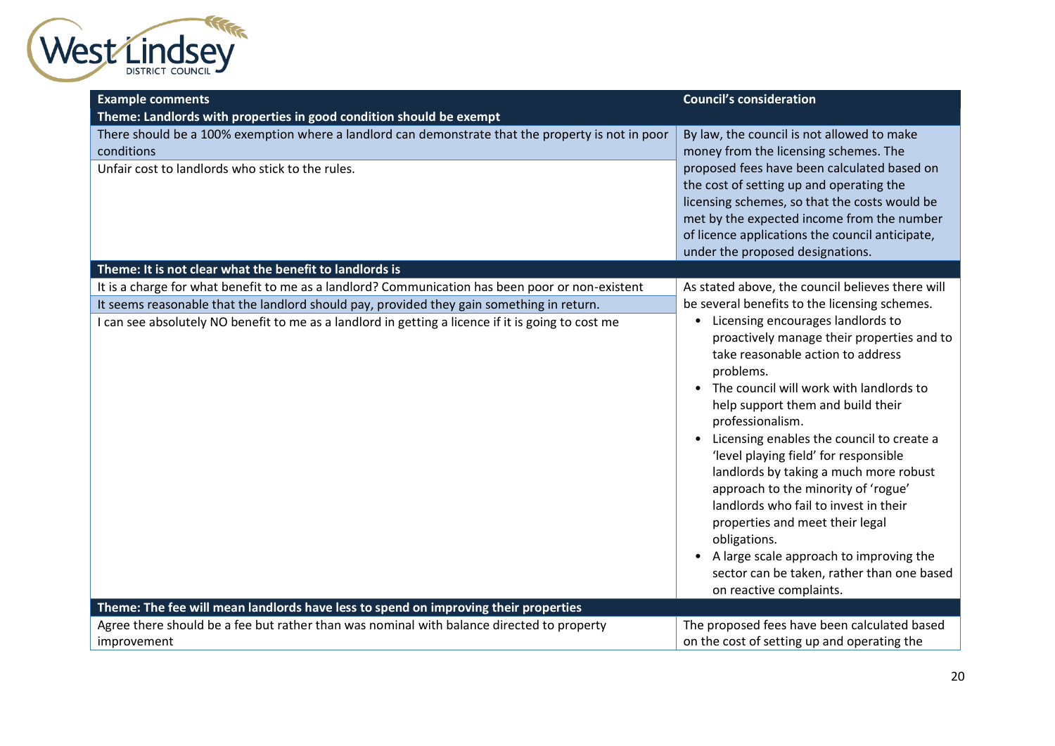| Example comments | Council's consideration |
|---|---|
| **Theme: Landlords with properties in good condition should be exempt** | |
| There should be a 100% exemption where a landlord can demonstrate that the property is not in poor conditions | By law, the council is not allowed to make money from the licensing schemes. The proposed fees have been calculated based on the cost of setting up and operating the licensing schemes, so that the costs would be met by the expected income from the number of licence applications the council anticipate, under the proposed designations. |
| Unfair cost to landlords who stick to the rules. | |
| **Theme: It is not clear what the benefit to landlords is** | |
| It is a charge for what benefit to me as a landlord? Communication has been poor or non-existent | As stated above, the council believes there will be several benefits to the licensing schemes.<br>• Licensing encourages landlords to proactively manage their properties and to take reasonable action to address problems.<br>• The council will work with landlords to help support them and build their professionalism.<br>• Licensing enables the council to create a 'level playing field' for responsible landlords by taking a much more robust approach to the minority of 'rogue' landlords who fail to invest in their properties and meet their legal obligations.<br>• A large scale approach to improving the sector can be taken, rather than one based on reactive complaints. |
| It seems reasonable that the landlord should pay, provided they gain something in return. | |
| I can see absolutely NO benefit to me as a landlord in getting a licence if it is going to cost me | |
| **Theme: The fee will mean landlords have less to spend on improving their properties** | |
| Agree there should be a fee but rather than was nominal with balance directed to property improvement | The proposed fees have been calculated based on the cost of setting up and operating the |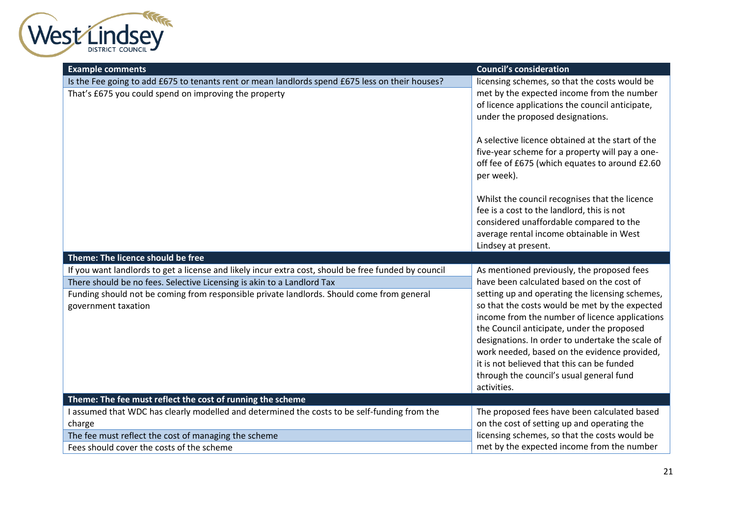| Example comments | Council's consideration |
|---|---|
| Is the Fee going to add £675 to tenants rent or mean landlords spend £675 less on their houses? | licensing schemes, so that the costs would be met by the expected income from the number of licence applications the council anticipate, under the proposed designations. |
| That's £675 you could spend on improving the property | A selective licence obtained at the start of the five-year scheme for a property will pay a one-off fee of £675 (which equates to around £2.60 per week). Whilst the council recognises that the licence fee is a cost to the landlord, this is not considered unaffordable compared to the average rental income obtainable in West Lindsey at present. |
| **Theme: The licence should be free** | |
| If you want landlords to get a license and likely incur extra cost, should be free funded by council | As mentioned previously, the proposed fees have been calculated based on the cost of setting up and operating the licensing schemes, so that the costs would be met by the expected income from the number of licence applications the Council anticipate, under the proposed designations. In order to undertake the scale of work needed, based on the evidence provided, it is not believed that this can be funded through the council's usual general fund activities. |
| There should be no fees. Selective Licensing is akin to a Landlord Tax | |
| Funding should not be coming from responsible private landlords. Should come from general government taxation | |
| **Theme: The fee must reflect the cost of running the scheme** | |
| I assumed that WDC has clearly modelled and determined the costs to be self-funding from the charge | The proposed fees have been calculated based on the cost of setting up and operating the licensing schemes, so that the costs would be met by the expected income from the number |
| The fee must reflect the cost of managing the scheme | |
| Fees should cover the costs of the scheme | |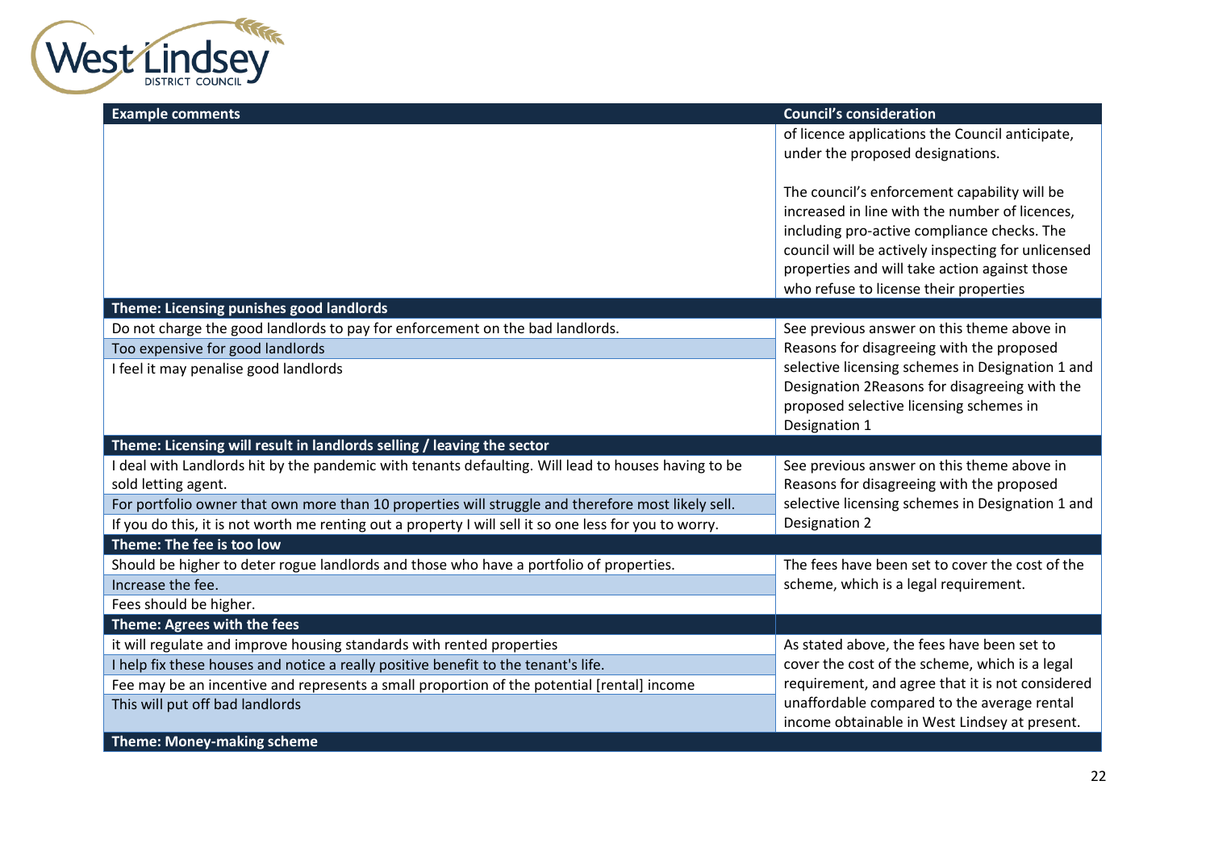| Example comments | Council's consideration |
|---|---|
| | of licence applications the Council anticipate, under the proposed designations.<br><br>The council's enforcement capability will be increased in line with the number of licences, including pro-active compliance checks. The council will be actively inspecting for unlicensed properties and will take action against those who refuse to license their properties |
| **Theme: Licensing punishes good landlords** | |
| Do not charge the good landlords to pay for enforcement on the bad landlords. | See previous answer on this theme above in Reasons for disagreeing with the proposed selective licensing schemes in Designation 1 and Designation 2Reasons for disagreeing with the proposed selective licensing schemes in Designation 1 |
| Too expensive for good landlords | |
| I feel it may penalise good landlords | |
| **Theme: Licensing will result in landlords selling / leaving the sector** | |
| I deal with Landlords hit by the pandemic with tenants defaulting. Will lead to houses having to be sold letting agent. | See previous answer on this theme above in Reasons for disagreeing with the proposed selective licensing schemes in Designation 1 and Designation 2 |
| For portfolio owner that own more than 10 properties will struggle and therefore most likely sell. | |
| If you do this, it is not worth me renting out a property I will sell it so one less for you to worry. | |
| **Theme: The fee is too low** | |
| Should be higher to deter rogue landlords and those who have a portfolio of properties. | The fees have been set to cover the cost of the scheme, which is a legal requirement. |
| Increase the fee. | |
| Fees should be higher. | |
| **Theme: Agrees with the fees** | |
| it will regulate and improve housing standards with rented properties | As stated above, the fees have been set to cover the cost of the scheme, which is a legal requirement, and agree that it is not considered unaffordable compared to the average rental income obtainable in West Lindsey at present. |
| I help fix these houses and notice a really positive benefit to the tenant's life. | |
| Fee may be an incentive and represents a small proportion of the potential [rental] income | |
| This will put off bad landlords | |
| **Theme: Money-making scheme** | |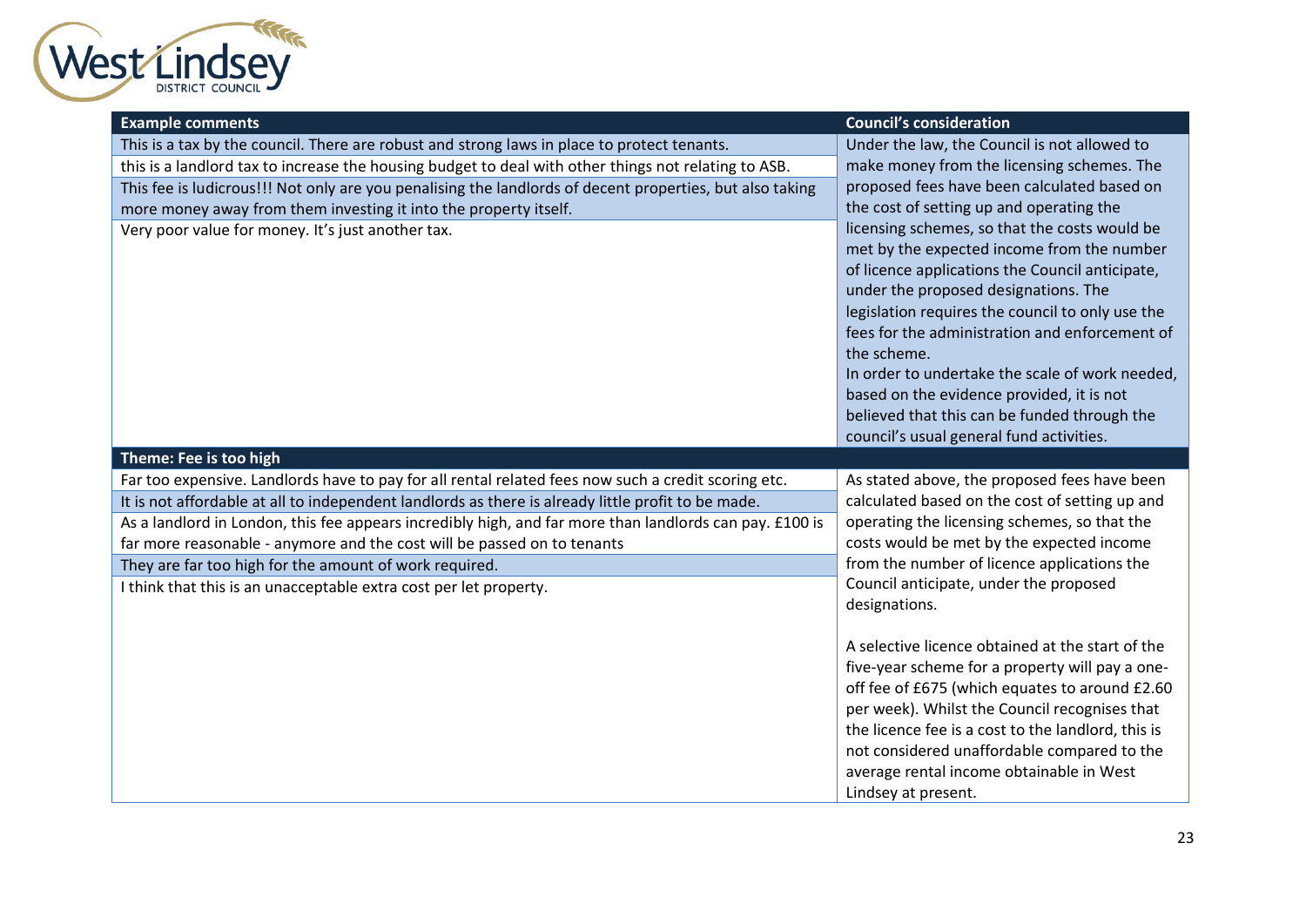| Example comments | Council's consideration |
| --- | --- |
| This is a tax by the council. There are robust and strong laws in place to protect tenants. | Under the law, the Council is not allowed to make money from the licensing schemes. The proposed fees have been calculated based on the cost of setting up and operating the licensing schemes, so that the costs would be met by the expected income from the number of licence applications the Council anticipate, under the proposed designations. The legislation requires the council to only use the fees for the administration and enforcement of the scheme. In order to undertake the scale of work needed, based on the evidence provided, it is not believed that this can be funded through the council's usual general fund activities. |
| this is a landlord tax to increase the housing budget to deal with other things not relating to ASB. | |
| This fee is ludicrous!!! Not only are you penalising the landlords of decent properties, but also taking more money away from them investing it into the property itself. | |
| Very poor value for money. It's just another tax. | |
| **Theme: Fee is too high** | |
| Far too expensive. Landlords have to pay for all rental related fees now such a credit scoring etc. | As stated above, the proposed fees have been calculated based on the cost of setting up and operating the licensing schemes, so that the costs would be met by the expected income from the number of licence applications the Council anticipate, under the proposed designations. A selective licence obtained at the start of the five-year scheme for a property will pay a one-off fee of £675 (which equates to around £2.60 per week). Whilst the Council recognises that the licence fee is a cost to the landlord, this is not considered unaffordable compared to the average rental income obtainable in West Lindsey at present. |
| It is not affordable at all to independent landlords as there is already little profit to be made. | |
| As a landlord in London, this fee appears incredibly high, and far more than landlords can pay. £100 is far more reasonable - anymore and the cost will be passed on to tenants | |
| They are far too high for the amount of work required. | |
| I think that this is an unacceptable extra cost per let property. | |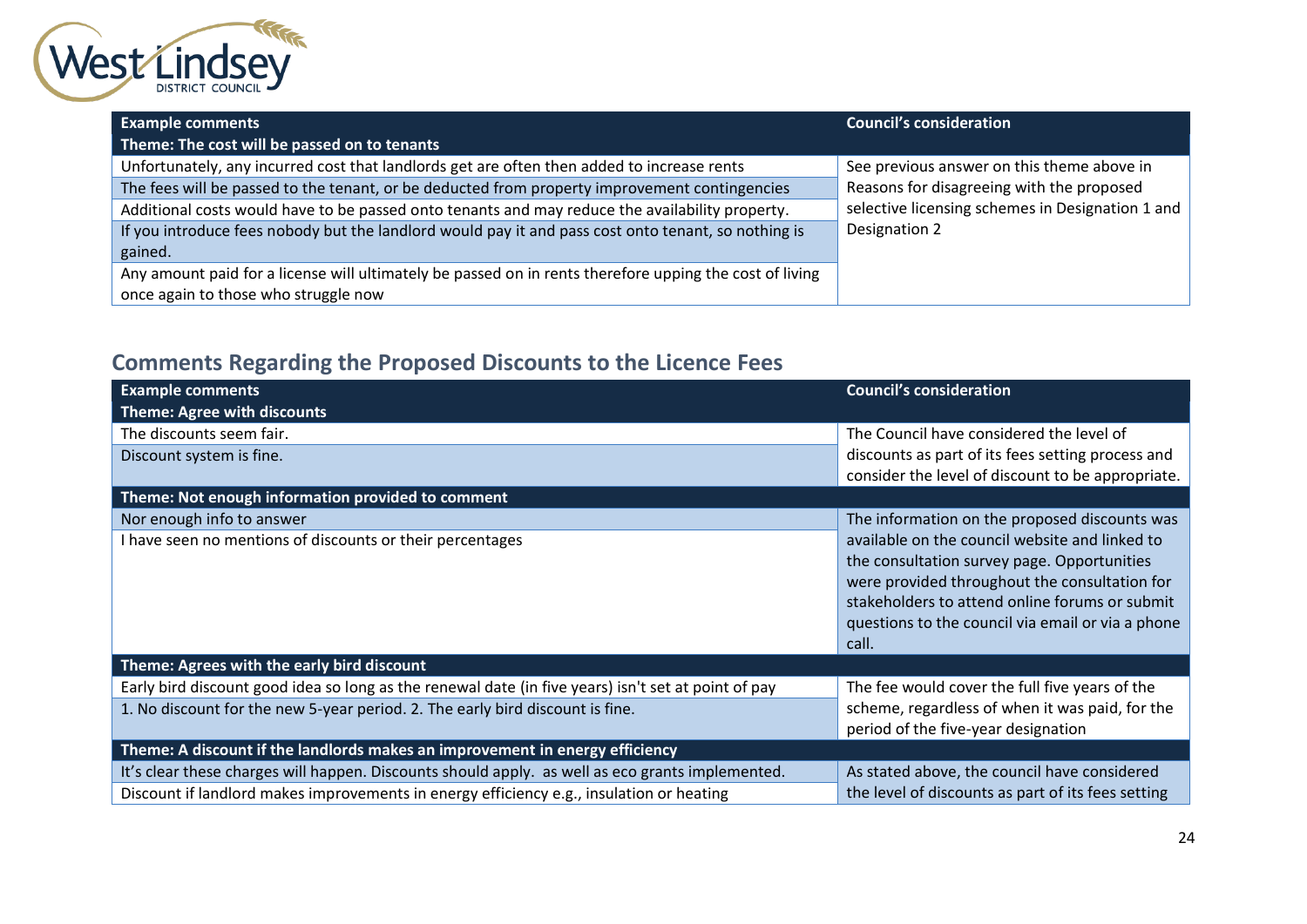| Example comments | Council's consideration |
| --- | --- |
| **Theme: The cost will be passed on to tenants** | |
| Unfortunately, any incurred cost that landlords get are often then added to increase rents | See previous answer on this theme above in Reasons for disagreeing with the proposed selective licensing schemes in Designation 1 and Designation 2 |
| The fees will be passed to the tenant, or be deducted from property improvement contingencies | |
| Additional costs would have to be passed onto tenants and may reduce the availability property. | |
| If you introduce fees nobody but the landlord would pay it and pass cost onto tenant, so nothing is gained. | |
| Any amount paid for a license will ultimately be passed on in rents therefore upping the cost of living once again to those who struggle now | |

## Comments Regarding the Proposed Discounts to the Licence Fees

| Example comments | Council's consideration |
| --- | --- |
| **Theme: Agree with discounts** | |
| The discounts seem fair. | The Council have considered the level of discounts as part of its fees setting process and consider the level of discount to be appropriate. |
| Discount system is fine. | |
| **Theme: Not enough information provided to comment** | |
| Nor enough info to answer | The information on the proposed discounts was available on the council website and linked to the consultation survey page. Opportunities were provided throughout the consultation for stakeholders to attend online forums or submit questions to the council via email or via a phone call. |
| I have seen no mentions of discounts or their percentages | |
| **Theme: Agrees with the early bird discount** | |
| Early bird discount good idea so long as the renewal date (in five years) isn't set at point of pay | The fee would cover the full five years of the scheme, regardless of when it was paid, for the period of the five-year designation |
| 1. No discount for the new 5-year period. 2. The early bird discount is fine. | |
| **Theme: A discount if the landlords makes an improvement in energy efficiency** | |
| It's clear these charges will happen. Discounts should apply. as well as eco grants implemented. | As stated above, the council have considered the level of discounts as part of its fees setting |
| Discount if landlord makes improvements in energy efficiency e.g., insulation or heating | |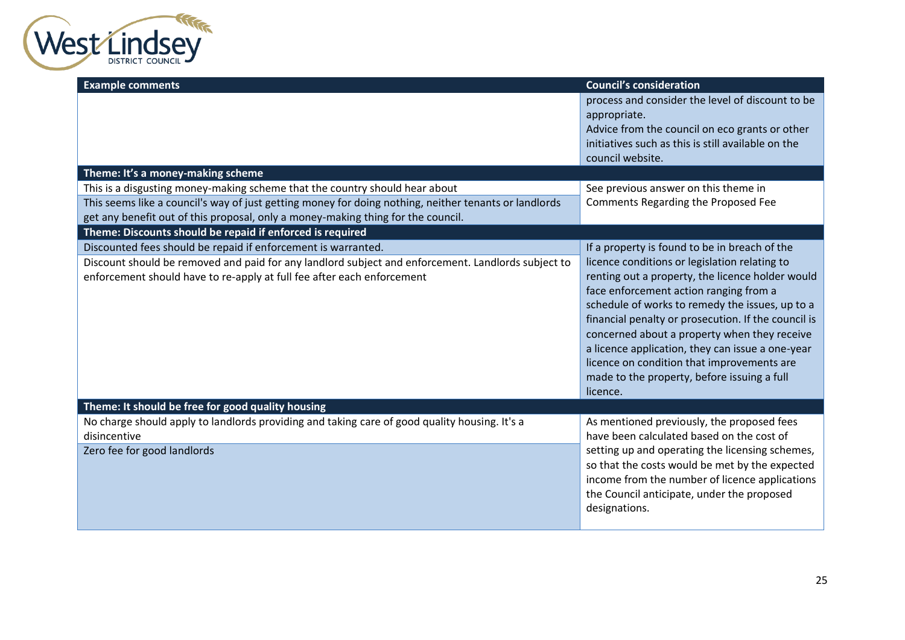| Example comments | Council's consideration |
| --- | --- |
| | process and consider the level of discount to be appropriate. Advice from the council on eco grants or other initiatives such as this is still available on the council website. |
| **Theme: It's a money-making scheme** | |
| This is a disgusting money-making scheme that the country should hear about | See previous answer on this theme in Comments Regarding the Proposed Fee |
| This seems like a council's way of just getting money for doing nothing, neither tenants or landlords get any benefit out of this proposal, only a money-making thing for the council. | |
| **Theme: Discounts should be repaid if enforced is required** | |
| Discounted fees should be repaid if enforcement is warranted. | If a property is found to be in breach of the licence conditions or legislation relating to renting out a property, the licence holder would face enforcement action ranging from a schedule of works to remedy the issues, up to a financial penalty or prosecution. If the council is concerned about a property when they receive a licence application, they can issue a one-year licence on condition that improvements are made to the property, before issuing a full licence. |
| Discount should be removed and paid for any landlord subject and enforcement. Landlords subject to enforcement should have to re-apply at full fee after each enforcement | |
| **Theme: It should be free for good quality housing** | |
| No charge should apply to landlords providing and taking care of good quality housing. It's a disincentive | As mentioned previously, the proposed fees have been calculated based on the cost of setting up and operating the licensing schemes, so that the costs would be met by the expected income from the number of licence applications the Council anticipate, under the proposed designations. |
| Zero fee for good landlords | |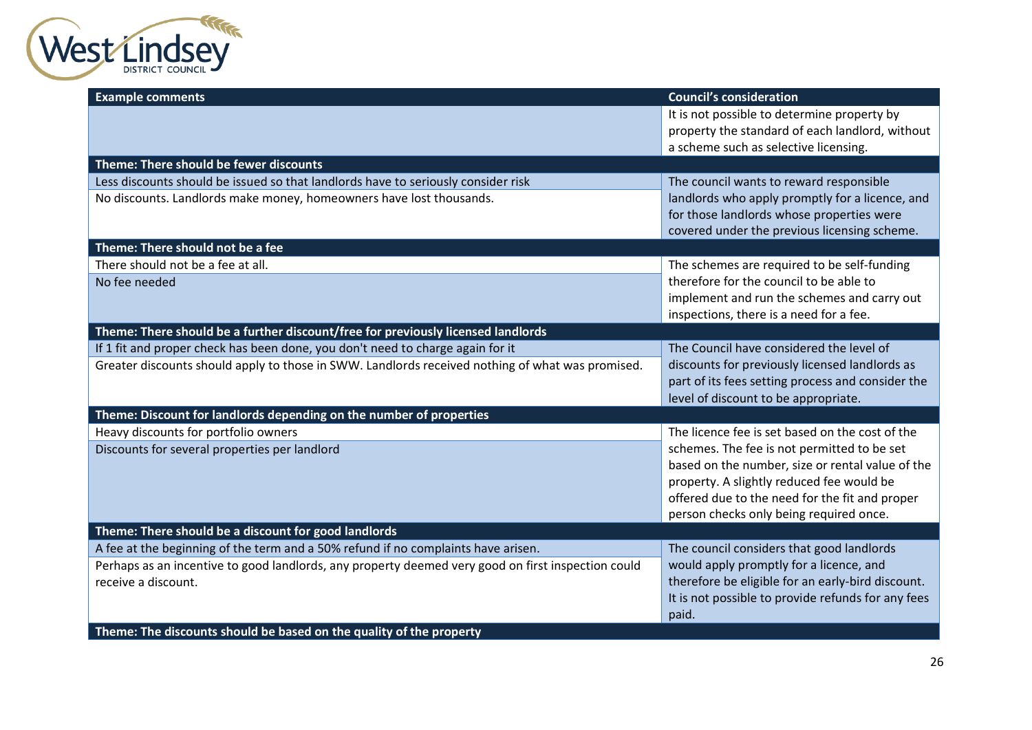| Example comments | Council's consideration |
|---|---|
| | It is not possible to determine property by property the standard of each landlord, without a scheme such as selective licensing. |
| **Theme: There should be fewer discounts** | |
| Less discounts should be issued so that landlords have to seriously consider risk | The council wants to reward responsible landlords who apply promptly for a licence, and for those landlords whose properties were covered under the previous licensing scheme. |
| No discounts. Landlords make money, homeowners have lost thousands. | |
| **Theme: There should not be a fee** | |
| There should not be a fee at all. | The schemes are required to be self-funding therefore for the council to be able to implement and run the schemes and carry out inspections, there is a need for a fee. |
| No fee needed | |
| **Theme: There should be a further discount/free for previously licensed landlords** | |
| If 1 fit and proper check has been done, you don't need to charge again for it | The Council have considered the level of discounts for previously licensed landlords as part of its fees setting process and consider the level of discount to be appropriate. |
| Greater discounts should apply to those in SWW. Landlords received nothing of what was promised. | |
| **Theme: Discount for landlords depending on the number of properties** | |
| Heavy discounts for portfolio owners | The licence fee is set based on the cost of the schemes. The fee is not permitted to be set based on the number, size or rental value of the property. A slightly reduced fee would be offered due to the need for the fit and proper person checks only being required once. |
| Discounts for several properties per landlord | |
| **Theme: There should be a discount for good landlords** | |
| A fee at the beginning of the term and a 50% refund if no complaints have arisen. | The council considers that good landlords would apply promptly for a licence, and therefore be eligible for an early-bird discount. It is not possible to provide refunds for any fees paid. |
| Perhaps as an incentive to good landlords, any property deemed very good on first inspection could receive a discount. | |
| **Theme: The discounts should be based on the quality of the property** | |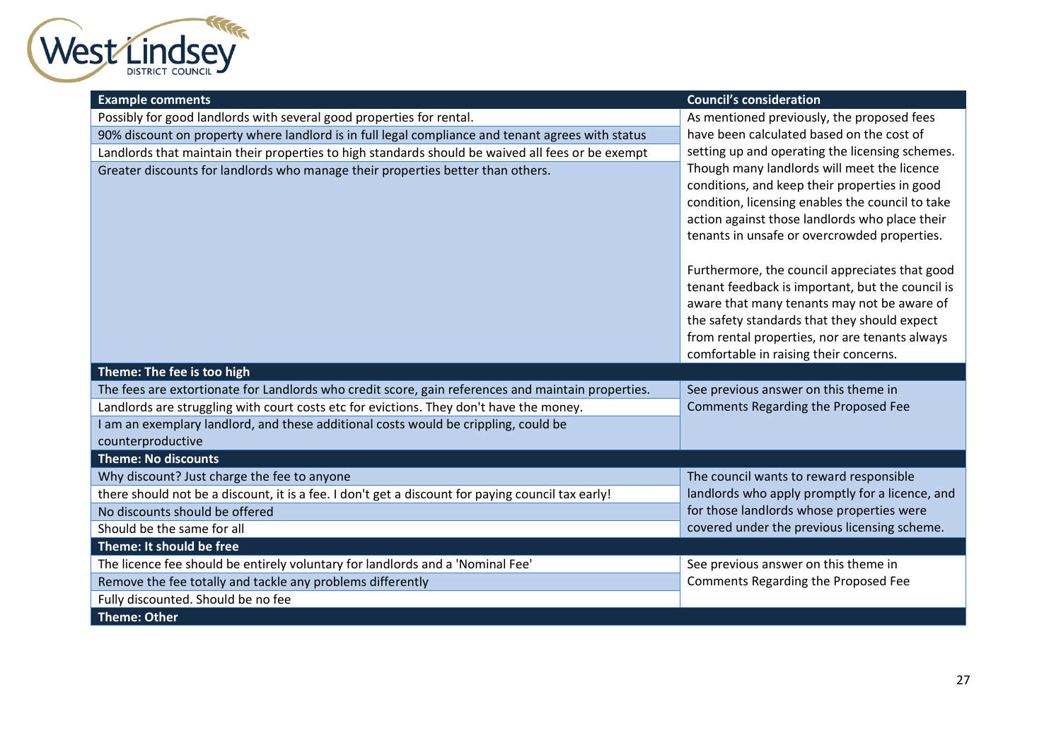| Example comments | Council's consideration |
|---|---|
| Possibly for good landlords with several good properties for rental. | As mentioned previously, the proposed fees have been calculated based on the cost of setting up and operating the licensing schemes. Though many landlords will meet the licence conditions, and keep their properties in good condition, licensing enables the council to take action against those landlords who place their tenants in unsafe or overcrowded properties.<br><br>Furthermore, the council appreciates that good tenant feedback is important, but the council is aware that many tenants may not be aware of the safety standards that they should expect from rental properties, nor are tenants always comfortable in raising their concerns. |
| 90% discount on property where landlord is in full legal compliance and tenant agrees with status | |
| Landlords that maintain their properties to high standards should be waived all fees or be exempt | |
| Greater discounts for landlords who manage their properties better than others. | |
| **Theme: The fee is too high** | |
| The fees are extortionate for Landlords who credit score, gain references and maintain properties. | See previous answer on this theme in Comments Regarding the Proposed Fee |
| Landlords are struggling with court costs etc for evictions. They don't have the money. | |
| I am an exemplary landlord, and these additional costs would be crippling, could be counterproductive | |
| **Theme: No discounts** | |
| Why discount? Just charge the fee to anyone | The council wants to reward responsible landlords who apply promptly for a licence, and for those landlords whose properties were covered under the previous licensing scheme. |
| there should not be a discount, it is a fee. I don't get a discount for paying council tax early! | |
| No discounts should be offered | |
| Should be the same for all | |
| **Theme: It should be free** | |
| The licence fee should be entirely voluntary for landlords and a 'Nominal Fee' | See previous answer on this theme in Comments Regarding the Proposed Fee |
| Remove the fee totally and tackle any problems differently | |
| Fully discounted. Should be no fee | |
| **Theme: Other** | |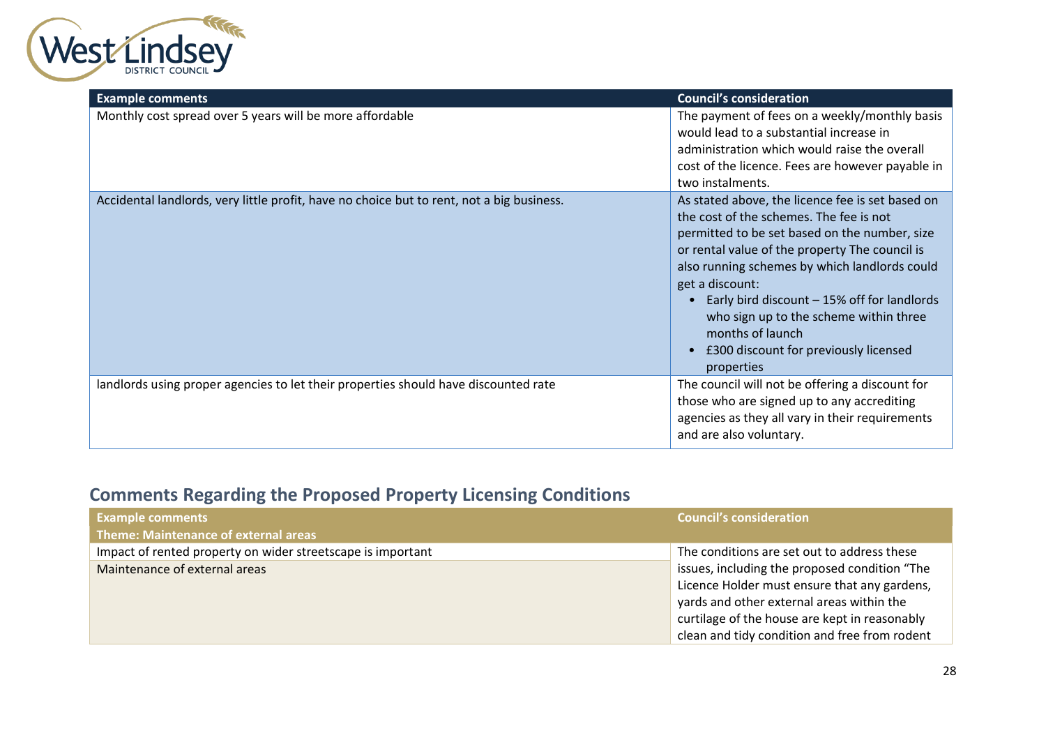| Example comments | Council's consideration |
| --- | --- |
| Monthly cost spread over 5 years will be more affordable | The payment of fees on a weekly/monthly basis would lead to a substantial increase in administration which would raise the overall cost of the licence. Fees are however payable in two instalments. |
| Accidental landlords, very little profit, have no choice but to rent, not a big business. | As stated above, the licence fee is set based on the cost of the schemes. The fee is not permitted to be set based on the number, size or rental value of the property The council is also running schemes by which landlords could get a discount: <br>• Early bird discount – 15% off for landlords who sign up to the scheme within three months of launch <br>• £300 discount for previously licensed properties |
| landlords using proper agencies to let their properties should have discounted rate | The council will not be offering a discount for those who are signed up to any accrediting agencies as they all vary in their requirements and are also voluntary. |

## Comments Regarding the Proposed Property Licensing Conditions

| Example comments<br>Theme: Maintenance of external areas | Council's consideration |
| --- | --- |
| Impact of rented property on wider streetscape is important | The conditions are set out to address these issues, including the proposed condition "The Licence Holder must ensure that any gardens, yards and other external areas within the curtilage of the house are kept in reasonably clean and tidy condition and free from rodent |
| Maintenance of external areas | |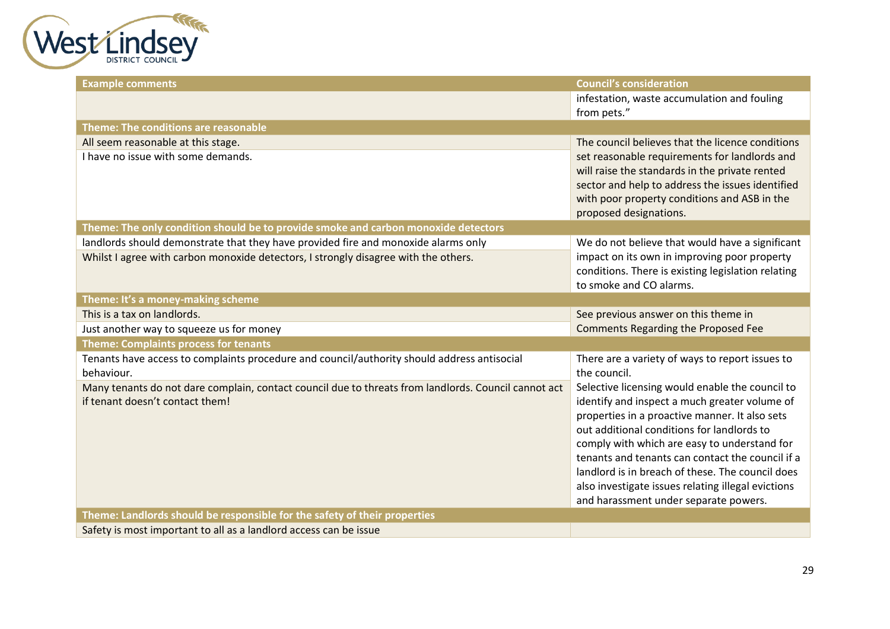| Example comments | Council's consideration |
|---|---|
| | infestation, waste accumulation and fouling from pets." |
| **Theme: The conditions are reasonable** | |
| All seem reasonable at this stage. | The council believes that the licence conditions set reasonable requirements for landlords and will raise the standards in the private rented sector and help to address the issues identified with poor property conditions and ASB in the proposed designations. |
| I have no issue with some demands. | |
| **Theme: The only condition should be to provide smoke and carbon monoxide detectors** | |
| landlords should demonstrate that they have provided fire and monoxide alarms only | We do not believe that would have a significant impact on its own in improving poor property conditions. There is existing legislation relating to smoke and CO alarms. |
| Whilst I agree with carbon monoxide detectors, I strongly disagree with the others. | |
| **Theme: It's a money-making scheme** | |
| This is a tax on landlords. | See previous answer on this theme in Comments Regarding the Proposed Fee |
| Just another way to squeeze us for money | |
| **Theme: Complaints process for tenants** | |
| Tenants have access to complaints procedure and council/authority should address antisocial behaviour. | There are a variety of ways to report issues to the council. |
| Many tenants do not dare complain, contact council due to threats from landlords. Council cannot act if tenant doesn't contact them! | Selective licensing would enable the council to identify and inspect a much greater volume of properties in a proactive manner. It also sets out additional conditions for landlords to comply with which are easy to understand for tenants and tenants can contact the council if a landlord is in breach of these. The council does also investigate issues relating illegal evictions and harassment under separate powers. |
| **Theme: Landlords should be responsible for the safety of their properties** | |
| Safety is most important to all as a landlord access can be issue | |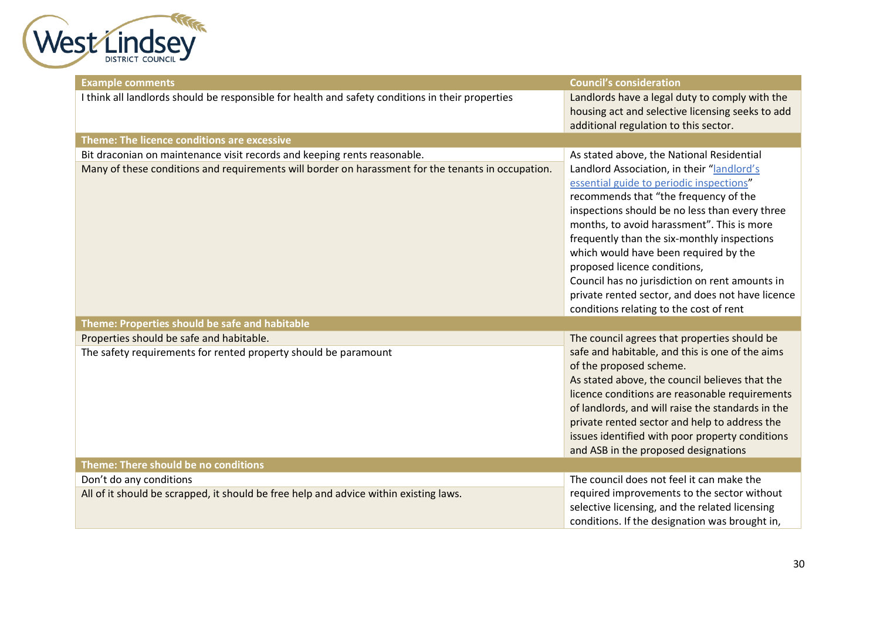| Example comments | Council's consideration |
|---|---|
| I think all landlords should be responsible for health and safety conditions in their properties | Landlords have a legal duty to comply with the housing act and selective licensing seeks to add additional regulation to this sector. |
| **Theme: The licence conditions are excessive** | |
| Bit draconian on maintenance visit records and keeping rents reasonable.<br>Many of these conditions and requirements will border on harassment for the tenants in occupation. | As stated above, the National Residential Landlord Association, in their "landlord's essential guide to periodic inspections" recommends that "the frequency of the inspections should be no less than every three months, to avoid harassment". This is more frequently than the six-monthly inspections which would have been required by the proposed licence conditions,<br>Council has no jurisdiction on rent amounts in private rented sector, and does not have licence conditions relating to the cost of rent |
| **Theme: Properties should be safe and habitable** | |
| Properties should be safe and habitable.<br>The safety requirements for rented property should be paramount | The council agrees that properties should be safe and habitable, and this is one of the aims of the proposed scheme.<br>As stated above, the council believes that the licence conditions are reasonable requirements of landlords, and will raise the standards in the private rented sector and help to address the issues identified with poor property conditions and ASB in the proposed designations |
| **Theme: There should be no conditions** | |
| Don't do any conditions<br>All of it should be scrapped, it should be free help and advice within existing laws. | The council does not feel it can make the required improvements to the sector without selective licensing, and the related licensing conditions. If the designation was brought in, |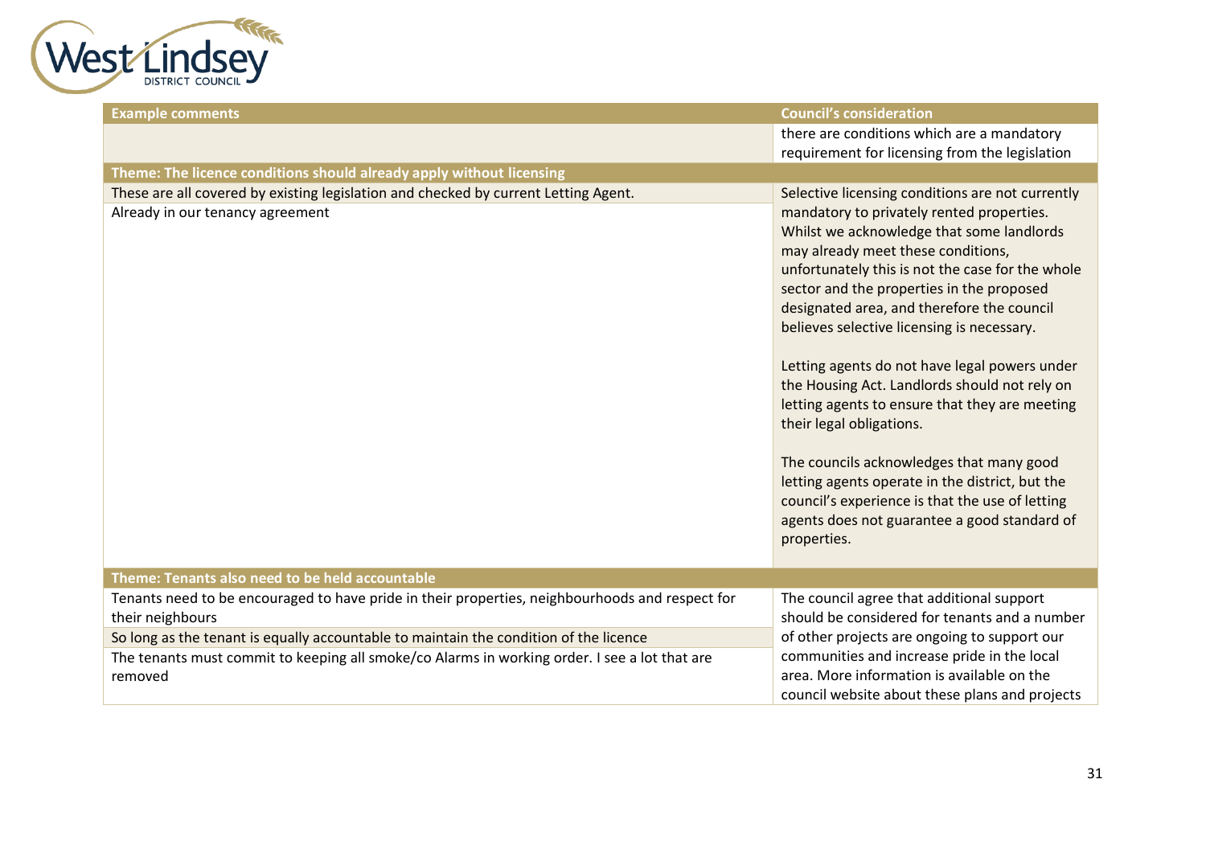| Example comments | Council's consideration |
| --- | --- |
| | there are conditions which are a mandatory requirement for licensing from the legislation |
| **Theme: The licence conditions should already apply without licensing** | |
| These are all covered by existing legislation and checked by current Letting Agent. | Selective licensing conditions are not currently mandatory to privately rented properties. Whilst we acknowledge that some landlords may already meet these conditions, unfortunately this is not the case for the whole sector and the properties in the proposed designated area, and therefore the council believes selective licensing is necessary.<br><br>Letting agents do not have legal powers under the Housing Act. Landlords should not rely on letting agents to ensure that they are meeting their legal obligations.<br><br>The councils acknowledges that many good letting agents operate in the district, but the council's experience is that the use of letting agents does not guarantee a good standard of properties. |
| Already in our tenancy agreement | |
| **Theme: Tenants also need to be held accountable** | |
| Tenants need to be encouraged to have pride in their properties, neighbourhoods and respect for their neighbours | The council agree that additional support should be considered for tenants and a number of other projects are ongoing to support our communities and increase pride in the local area. More information is available on the council website about these plans and projects |
| So long as the tenant is equally accountable to maintain the condition of the licence | |
| The tenants must commit to keeping all smoke/co Alarms in working order. I see a lot that are removed | |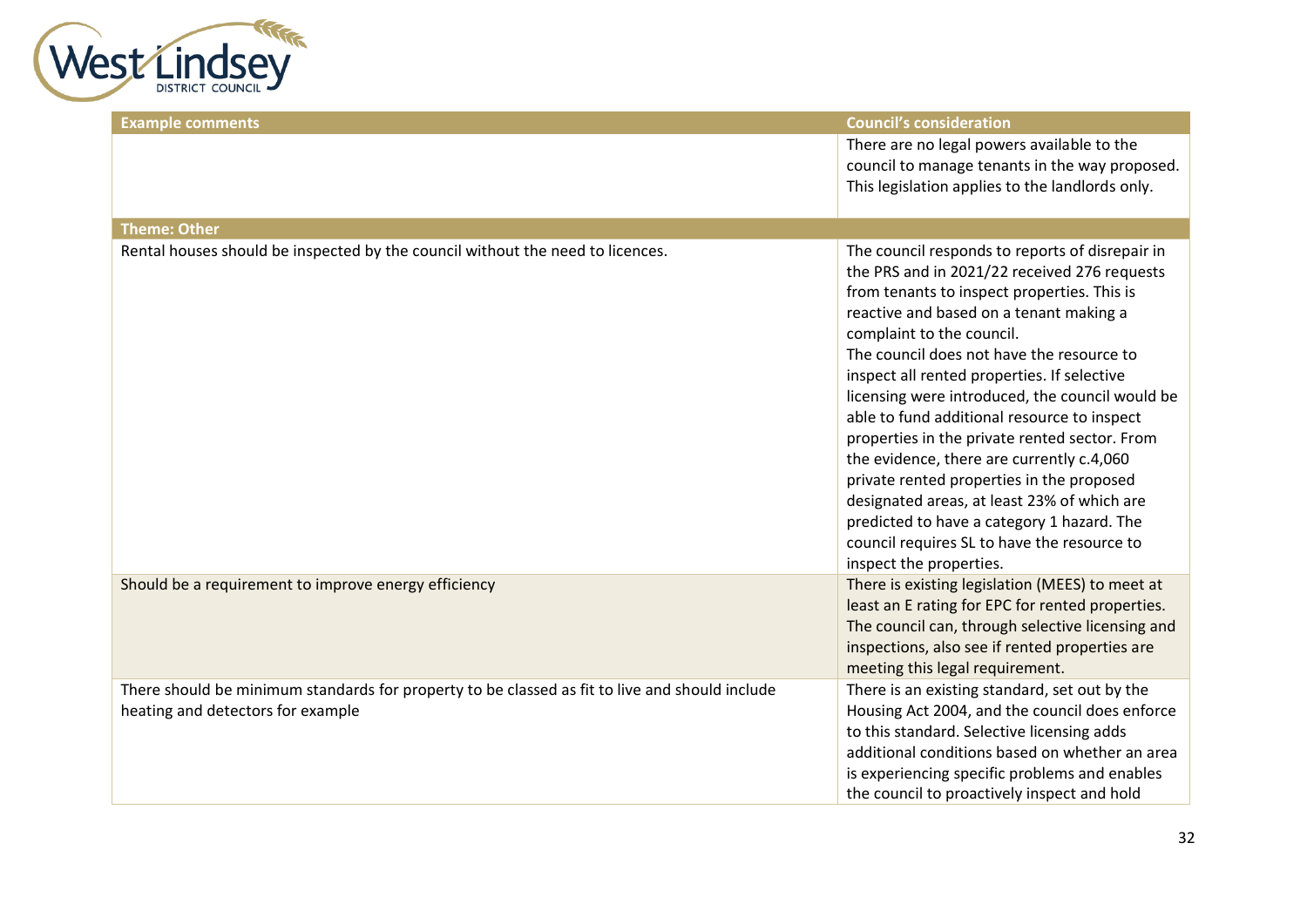| Example comments | Council's consideration |
| --- | --- |
| | There are no legal powers available to the council to manage tenants in the way proposed. This legislation applies to the landlords only. |
| **Theme: Other** | |
| Rental houses should be inspected by the council without the need to licences. | The council responds to reports of disrepair in the PRS and in 2021/22 received 276 requests from tenants to inspect properties. This is reactive and based on a tenant making a complaint to the council.<br>The council does not have the resource to inspect all rented properties. If selective licensing were introduced, the council would be able to fund additional resource to inspect properties in the private rented sector. From the evidence, there are currently c.4,060 private rented properties in the proposed designated areas, at least 23% of which are predicted to have a category 1 hazard. The council requires SL to have the resource to inspect the properties. |
| Should be a requirement to improve energy efficiency | There is existing legislation (MEES) to meet at least an E rating for EPC for rented properties. The council can, through selective licensing and inspections, also see if rented properties are meeting this legal requirement. |
| There should be minimum standards for property to be classed as fit to live and should include heating and detectors for example | There is an existing standard, set out by the Housing Act 2004, and the council does enforce to this standard. Selective licensing adds additional conditions based on whether an area is experiencing specific problems and enables the council to proactively inspect and hold |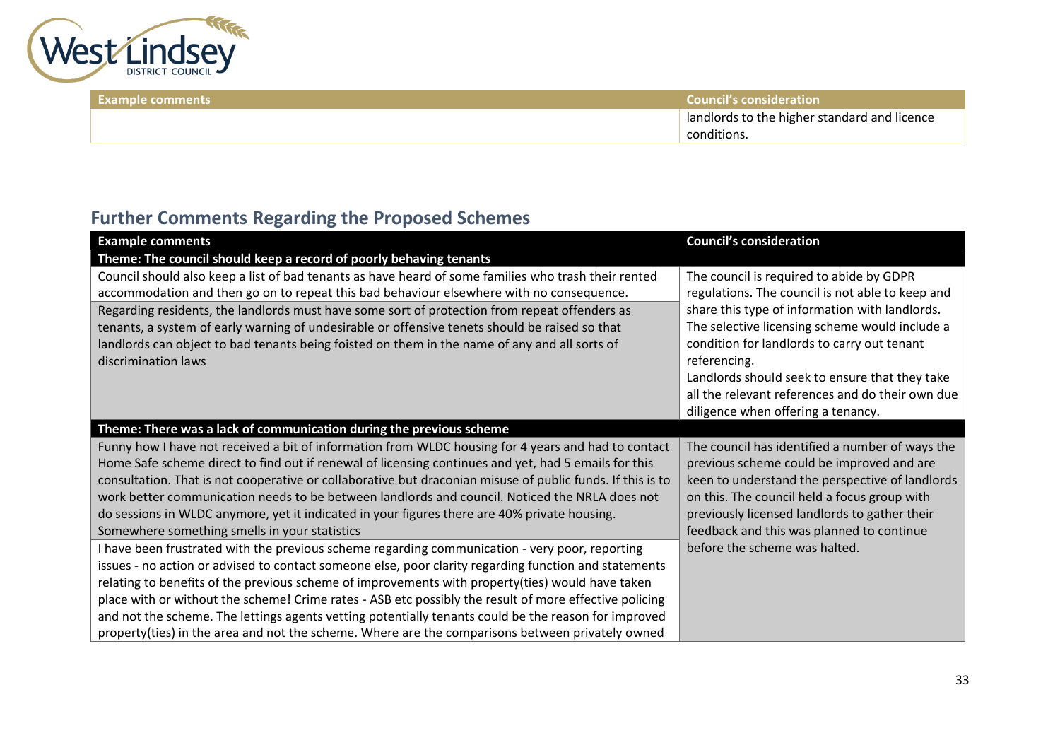| Example comments | Council's consideration |
| --- | --- |
| | landlords to the higher standard and licence conditions. |

## Further Comments Regarding the Proposed Schemes

| Example comments | Council's consideration |
| --- | --- |
| **Theme: The council should keep a record of poorly behaving tenants** | |
| Council should also keep a list of bad tenants as have heard of some families who trash their rented accommodation and then go on to repeat this bad behaviour elsewhere with no consequence.<br>Regarding residents, the landlords must have some sort of protection from repeat offenders as tenants, a system of early warning of undesirable or offensive tenets should be raised so that landlords can object to bad tenants being foisted on them in the name of any and all sorts of discrimination laws | The council is required to abide by GDPR regulations. The council is not able to keep and share this type of information with landlords. The selective licensing scheme would include a condition for landlords to carry out tenant referencing.<br>Landlords should seek to ensure that they take all the relevant references and do their own due diligence when offering a tenancy. |
| **Theme: There was a lack of communication during the previous scheme** | |
| Funny how I have not received a bit of information from WLDC housing for 4 years and had to contact Home Safe scheme direct to find out if renewal of licensing continues and yet, had 5 emails for this consultation. That is not cooperative or collaborative but draconian misuse of public funds. If this is to work better communication needs to be between landlords and council. Noticed the NRLA does not do sessions in WLDC anymore, yet it indicated in your figures there are 40% private housing. Somewhere something smells in your statistics<br>I have been frustrated with the previous scheme regarding communication - very poor, reporting issues - no action or advised to contact someone else, poor clarity regarding function and statements relating to benefits of the previous scheme of improvements with property(ties) would have taken place with or without the scheme! Crime rates - ASB etc possibly the result of more effective policing and not the scheme. The lettings agents vetting potentially tenants could be the reason for improved property(ties) in the area and not the scheme. Where are the comparisons between privately owned | The council has identified a number of ways the previous scheme could be improved and are keen to understand the perspective of landlords on this. The council held a focus group with previously licensed landlords to gather their feedback and this was planned to continue before the scheme was halted. |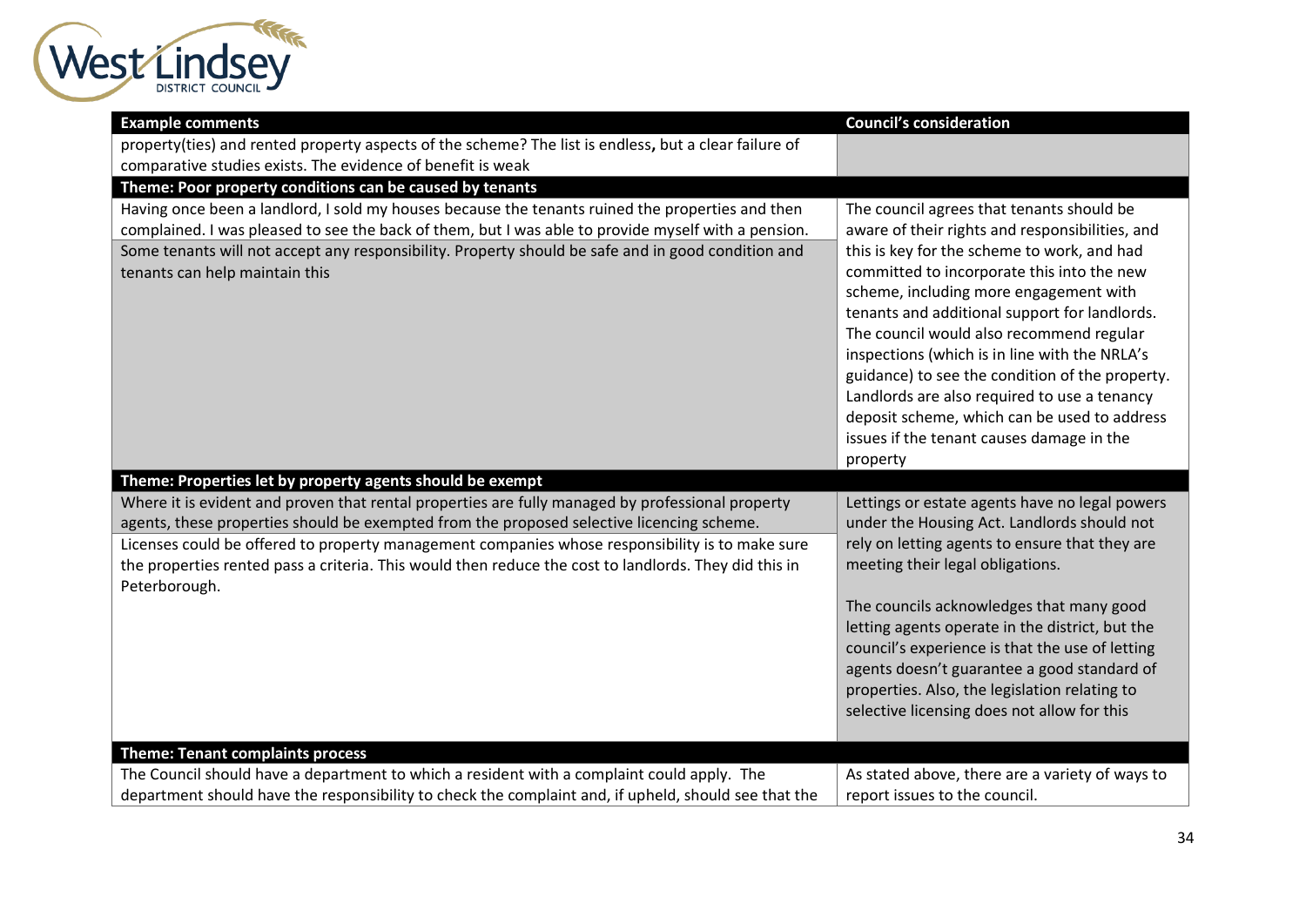| Example comments | Council's consideration |
| --- | --- |
| property(ties) and rented property aspects of the scheme? The list is endless**,** but a clear failure of comparative studies exists. The evidence of benefit is weak | |
| **Theme: Poor property conditions can be caused by tenants** | |
| Having once been a landlord, I sold my houses because the tenants ruined the properties and then complained. I was pleased to see the back of them, but I was able to provide myself with a pension. Some tenants will not accept any responsibility. Property should be safe and in good condition and tenants can help maintain this | The council agrees that tenants should be aware of their rights and responsibilities, and this is key for the scheme to work, and had committed to incorporate this into the new scheme, including more engagement with tenants and additional support for landlords. The council would also recommend regular inspections (which is in line with the NRLA's guidance) to see the condition of the property. Landlords are also required to use a tenancy deposit scheme, which can be used to address issues if the tenant causes damage in the property |
| **Theme: Properties let by property agents should be exempt** | |
| Where it is evident and proven that rental properties are fully managed by professional property agents, these properties should be exempted from the proposed selective licencing scheme. Licenses could be offered to property management companies whose responsibility is to make sure the properties rented pass a criteria. This would then reduce the cost to landlords. They did this in Peterborough. | Lettings or estate agents have no legal powers under the Housing Act. Landlords should not rely on letting agents to ensure that they are meeting their legal obligations. The councils acknowledges that many good letting agents operate in the district, but the council's experience is that the use of letting agents doesn't guarantee a good standard of properties. Also, the legislation relating to selective licensing does not allow for this |
| **Theme: Tenant complaints process** | |
| The Council should have a department to which a resident with a complaint could apply. The department should have the responsibility to check the complaint and, if upheld, should see that the | As stated above, there are a variety of ways to report issues to the council. |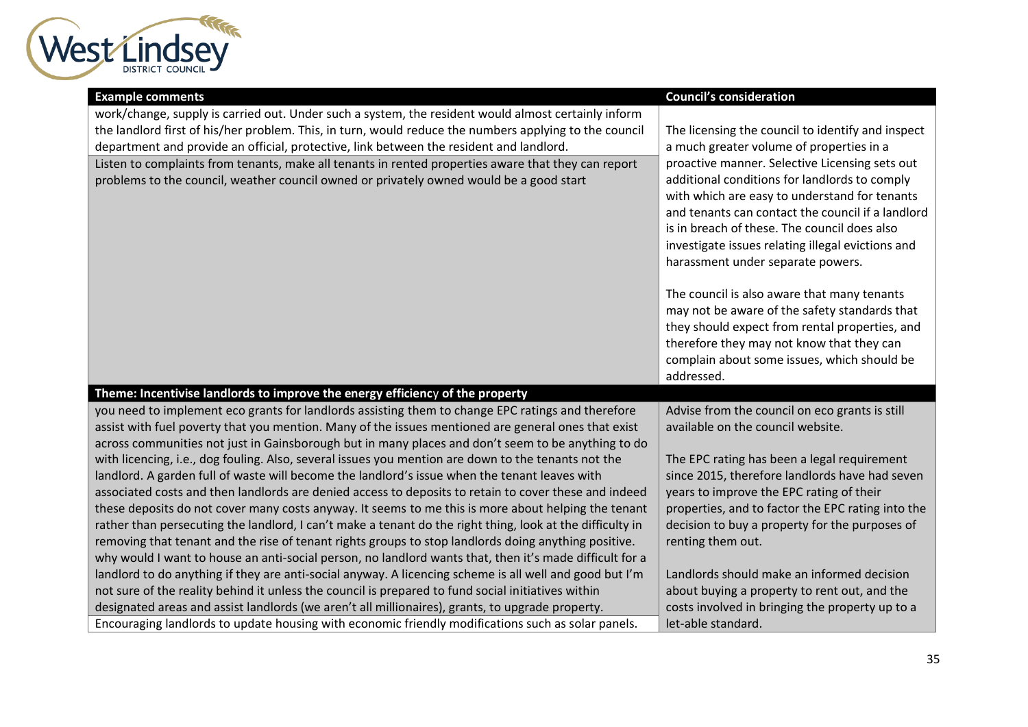| Example comments | Council's consideration |
|---|---|
| work/change, supply is carried out. Under such a system, the resident would almost certainly inform the landlord first of his/her problem. This, in turn, would reduce the numbers applying to the council department and provide an official, protective, link between the resident and landlord.<br>Listen to complaints from tenants, make all tenants in rented properties aware that they can report problems to the council, weather council owned or privately owned would be a good start | The licensing the council to identify and inspect a much greater volume of properties in a proactive manner. Selective Licensing sets out additional conditions for landlords to comply with which are easy to understand for tenants and tenants can contact the council if a landlord is in breach of these. The council does also investigate issues relating illegal evictions and harassment under separate powers.<br><br>The council is also aware that many tenants may not be aware of the safety standards that they should expect from rental properties, and therefore they may not know that they can complain about some issues, which should be addressed. |
| **Theme: Incentivise landlords to improve the energy efficiency of the property** | |
| you need to implement eco grants for landlords assisting them to change EPC ratings and therefore assist with fuel poverty that you mention. Many of the issues mentioned are general ones that exist across communities not just in Gainsborough but in many places and don't seem to be anything to do with licencing, i.e., dog fouling. Also, several issues you mention are down to the tenants not the landlord. A garden full of waste will become the landlord's issue when the tenant leaves with associated costs and then landlords are denied access to deposits to retain to cover these and indeed these deposits do not cover many costs anyway. It seems to me this is more about helping the tenant rather than persecuting the landlord, I can't make a tenant do the right thing, look at the difficulty in removing that tenant and the rise of tenant rights groups to stop landlords doing anything positive. why would I want to house an anti-social person, no landlord wants that, then it's made difficult for a landlord to do anything if they are anti-social anyway. A licencing scheme is all well and good but I'm not sure of the reality behind it unless the council is prepared to fund social initiatives within designated areas and assist landlords (we aren't all millionaires), grants, to upgrade property.<br>Encouraging landlords to update housing with economic friendly modifications such as solar panels. | Advise from the council on eco grants is still available on the council website.<br><br>The EPC rating has been a legal requirement since 2015, therefore landlords have had seven years to improve the EPC rating of their properties, and to factor the EPC rating into the decision to buy a property for the purposes of renting them out.<br><br>Landlords should make an informed decision about buying a property to rent out, and the costs involved in bringing the property up to a let-able standard. |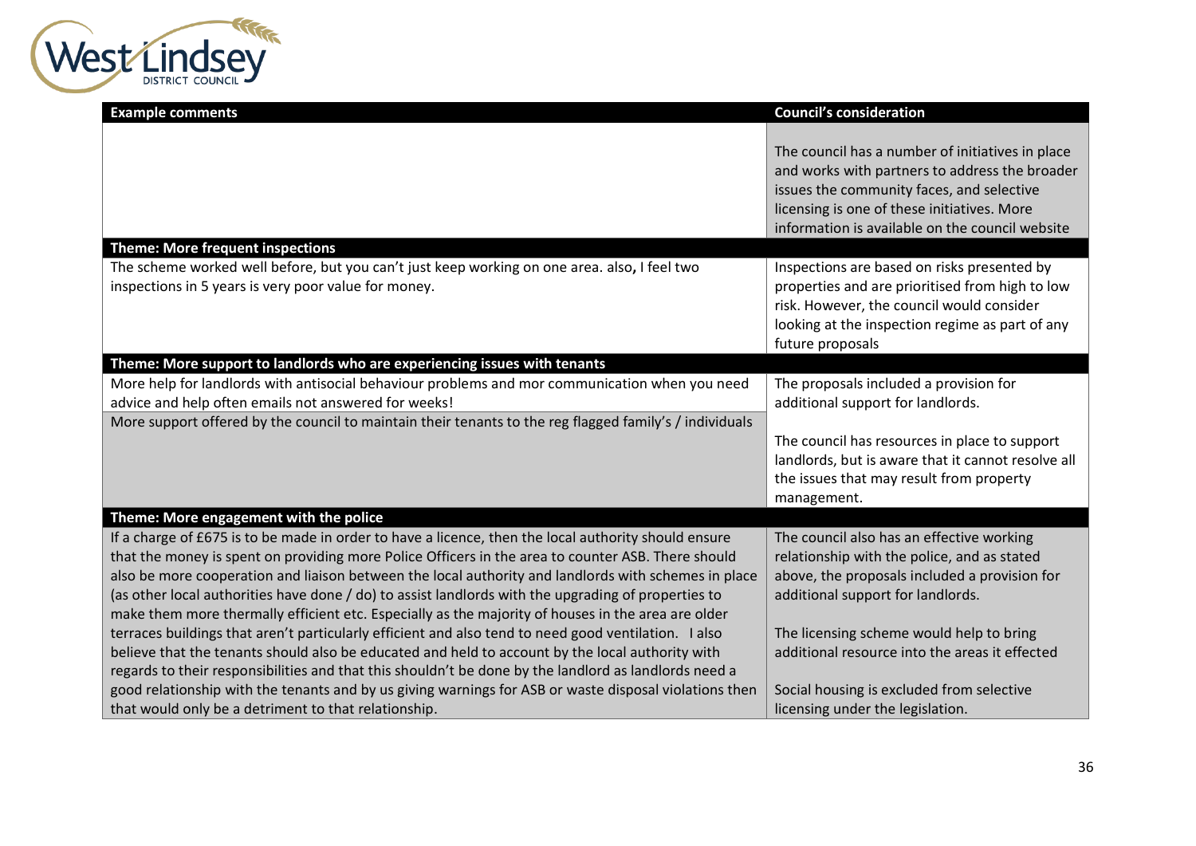| Example comments | Council's consideration |
|---|---|
| | The council has a number of initiatives in place and works with partners to address the broader issues the community faces, and selective licensing is one of these initiatives. More information is available on the council website |
| **Theme: More frequent inspections** | |
| The scheme worked well before, but you can't just keep working on one area. also, I feel two inspections in 5 years is very poor value for money. | Inspections are based on risks presented by properties and are prioritised from high to low risk. However, the council would consider looking at the inspection regime as part of any future proposals |
| **Theme: More support to landlords who are experiencing issues with tenants** | |
| More help for landlords with antisocial behaviour problems and mor communication when you need advice and help often emails not answered for weeks! | The proposals included a provision for additional support for landlords. |
| More support offered by the council to maintain their tenants to the reg flagged family's / individuals | The council has resources in place to support landlords, but is aware that it cannot resolve all the issues that may result from property management. |
| **Theme: More engagement with the police** | |
| If a charge of £675 is to be made in order to have a licence, then the local authority should ensure that the money is spent on providing more Police Officers in the area to counter ASB. There should also be more cooperation and liaison between the local authority and landlords with schemes in place (as other local authorities have done / do) to assist landlords with the upgrading of properties to make them more thermally efficient etc. Especially as the majority of houses in the area are older terraces buildings that aren't particularly efficient and also tend to need good ventilation. I also believe that the tenants should also be educated and held to account by the local authority with regards to their responsibilities and that this shouldn't be done by the landlord as landlords need a good relationship with the tenants and by us giving warnings for ASB or waste disposal violations then that would only be a detriment to that relationship. | The council also has an effective working relationship with the police, and as stated above, the proposals included a provision for additional support for landlords.<br><br>The licensing scheme would help to bring additional resource into the areas it effected<br><br>Social housing is excluded from selective licensing under the legislation. |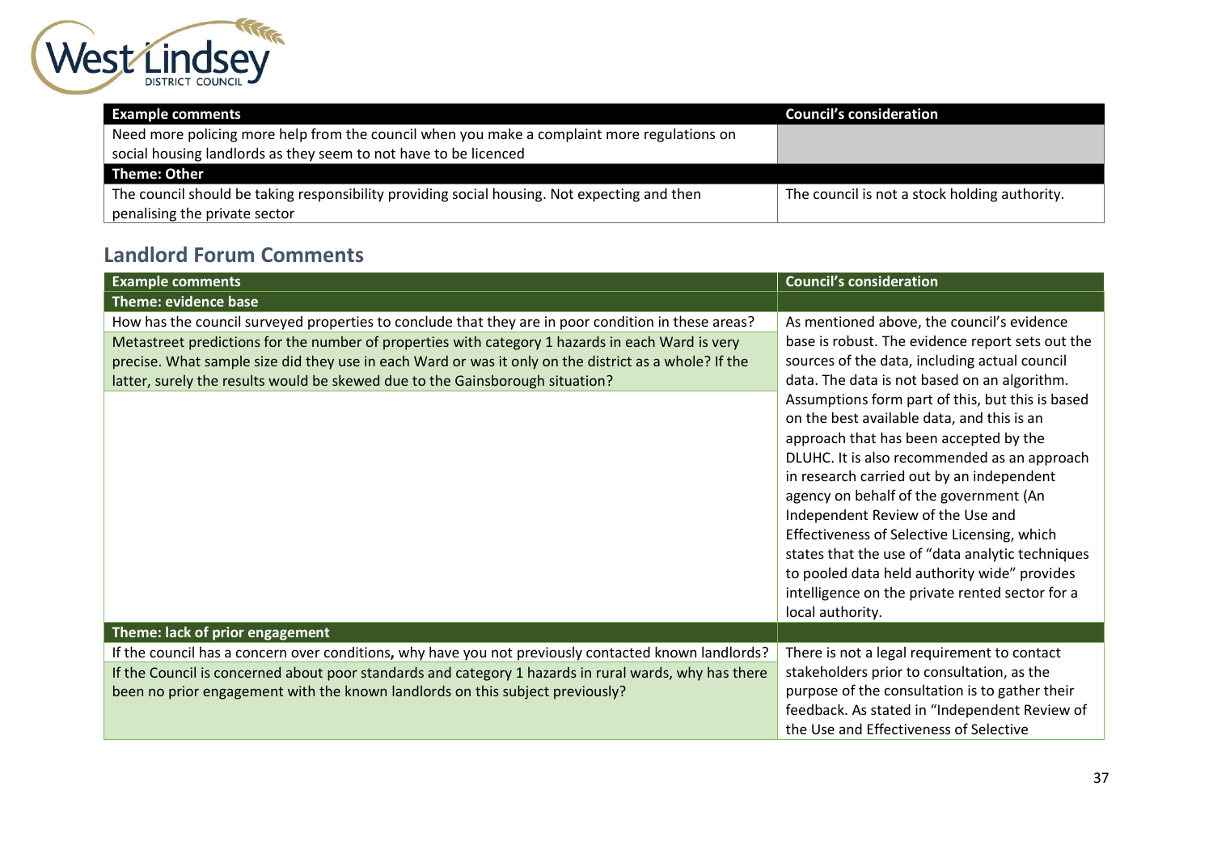| Example comments | Council's consideration |
| --- | --- |
| Need more policing more help from the council when you make a complaint more regulations on social housing landlords as they seem to not have to be licenced | |
| **Theme: Other** | |
| The council should be taking responsibility providing social housing. Not expecting and then penalising the private sector | The council is not a stock holding authority. |

## Landlord Forum Comments

| Example comments | Council's consideration |
| --- | --- |
| **Theme: evidence base** | |
| How has the council surveyed properties to conclude that they are in poor condition in these areas?<br><br>Metastreet predictions for the number of properties with category 1 hazards in each Ward is very precise. What sample size did they use in each Ward or was it only on the district as a whole? If the latter, surely the results would be skewed due to the Gainsborough situation? | As mentioned above, the council's evidence base is robust. The evidence report sets out the sources of the data, including actual council data. The data is not based on an algorithm. Assumptions form part of this, but this is based on the best available data, and this is an approach that has been accepted by the DLUHC. It is also recommended as an approach in research carried out by an independent agency on behalf of the government (An Independent Review of the Use and Effectiveness of Selective Licensing, which states that the use of "data analytic techniques to pooled data held authority wide" provides intelligence on the private rented sector for a local authority. |
| **Theme: lack of prior engagement** | |
| If the council has a concern over conditions**,** why have you not previously contacted known landlords?<br><br>If the Council is concerned about poor standards and category 1 hazards in rural wards, why has there been no prior engagement with the known landlords on this subject previously? | There is not a legal requirement to contact stakeholders prior to consultation, as the purpose of the consultation is to gather their feedback. As stated in "Independent Review of the Use and Effectiveness of Selective |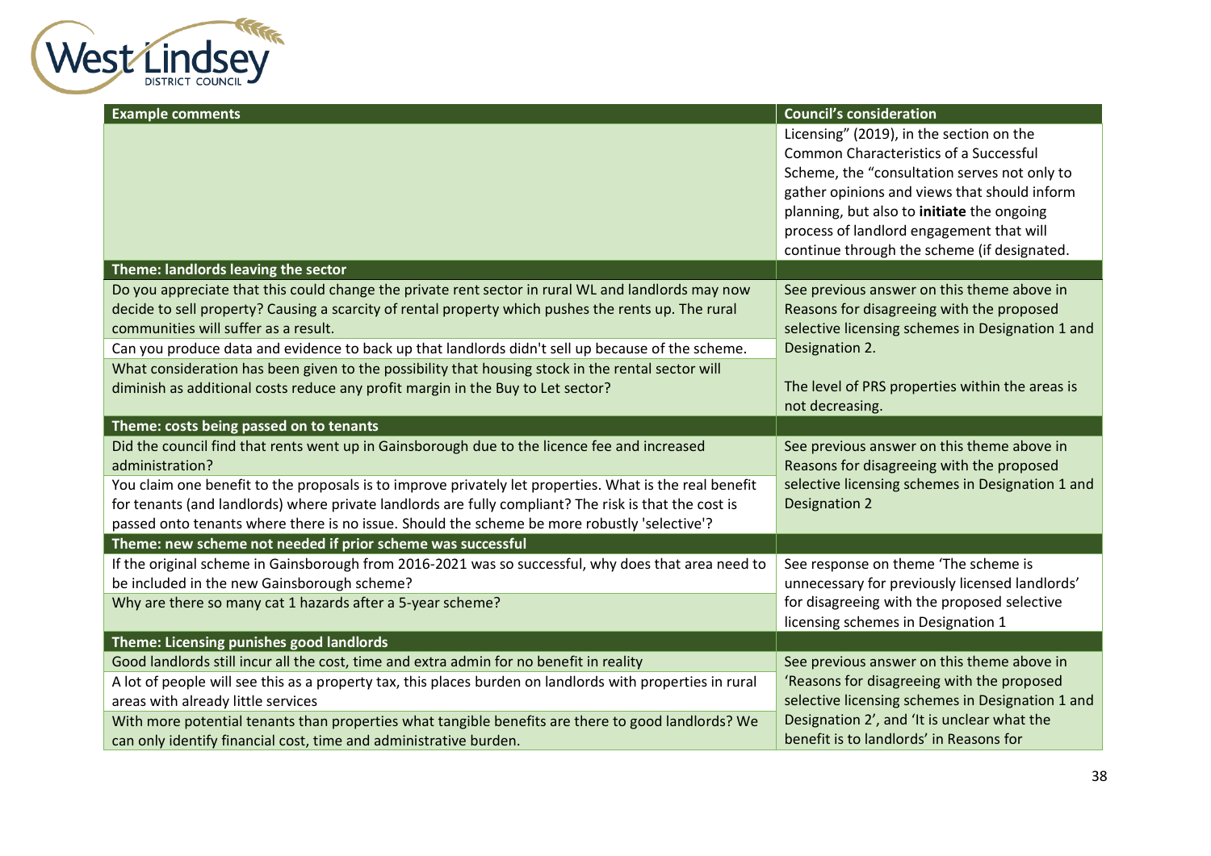| Example comments | Council's consideration |
| --- | --- |
| | Licensing" (2019), in the section on the Common Characteristics of a Successful Scheme, the "consultation serves not only to gather opinions and views that should inform planning, but also to **initiate** the ongoing process of landlord engagement that will continue through the scheme (if designated. |
| **Theme: landlords leaving the sector** | |
| Do you appreciate that this could change the private rent sector in rural WL and landlords may now decide to sell property? Causing a scarcity of rental property which pushes the rents up. The rural communities will suffer as a result.<br>Can you produce data and evidence to back up that landlords didn't sell up because of the scheme.<br>What consideration has been given to the possibility that housing stock in the rental sector will diminish as additional costs reduce any profit margin in the Buy to Let sector? | See previous answer on this theme above in Reasons for disagreeing with the proposed selective licensing schemes in Designation 1 and Designation 2.<br><br>The level of PRS properties within the areas is not decreasing. |
| **Theme: costs being passed on to tenants** | |
| Did the council find that rents went up in Gainsborough due to the licence fee and increased administration?<br>You claim one benefit to the proposals is to improve privately let properties. What is the real benefit for tenants (and landlords) where private landlords are fully compliant? The risk is that the cost is passed onto tenants where there is no issue. Should the scheme be more robustly 'selective'? | See previous answer on this theme above in Reasons for disagreeing with the proposed selective licensing schemes in Designation 1 and Designation 2 |
| **Theme: new scheme not needed if prior scheme was successful** | |
| If the original scheme in Gainsborough from 2016-2021 was so successful, why does that area need to be included in the new Gainsborough scheme?<br>Why are there so many cat 1 hazards after a 5-year scheme? | See response on theme 'The scheme is unnecessary for previously licensed landlords' for disagreeing with the proposed selective licensing schemes in Designation 1 |
| **Theme: Licensing punishes good landlords** | |
| Good landlords still incur all the cost, time and extra admin for no benefit in reality<br>A lot of people will see this as a property tax, this places burden on landlords with properties in rural areas with already little services<br>With more potential tenants than properties what tangible benefits are there to good landlords? We can only identify financial cost, time and administrative burden. | See previous answer on this theme above in 'Reasons for disagreeing with the proposed selective licensing schemes in Designation 1 and Designation 2', and 'It is unclear what the benefit is to landlords' in Reasons for |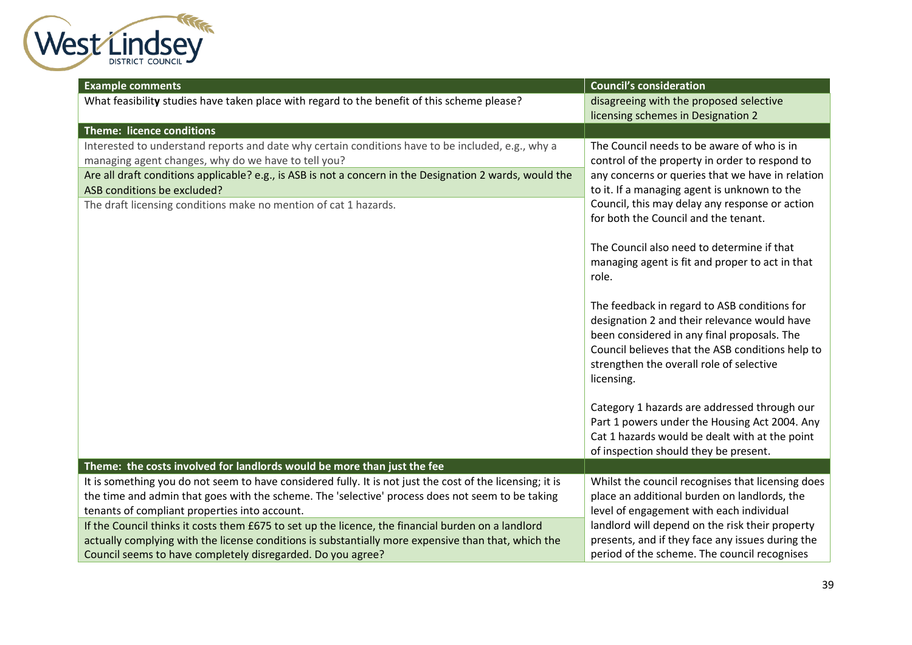| Example comments | Council's consideration |
|---|---|
| What feasibility studies have taken place with regard to the benefit of this scheme please? | disagreeing with the proposed selective licensing schemes in Designation 2 |
| **Theme: licence conditions** | |
| Interested to understand reports and date why certain conditions have to be included, e.g., why a managing agent changes, why do we have to tell you? | The Council needs to be aware of who is in control of the property in order to respond to any concerns or queries that we have in relation to it. If a managing agent is unknown to the Council, this may delay any response or action for both the Council and the tenant.<br><br>The Council also need to determine if that managing agent is fit and proper to act in that role.<br><br>The feedback in regard to ASB conditions for designation 2 and their relevance would have been considered in any final proposals. The Council believes that the ASB conditions help to strengthen the overall role of selective licensing.<br><br>Category 1 hazards are addressed through our Part 1 powers under the Housing Act 2004. Any Cat 1 hazards would be dealt with at the point of inspection should they be present. |
| Are all draft conditions applicable? e.g., is ASB is not a concern in the Designation 2 wards, would the ASB conditions be excluded? | |
| The draft licensing conditions make no mention of cat 1 hazards. | |
| **Theme: the costs involved for landlords would be more than just the fee** | |
| It is something you do not seem to have considered fully. It is not just the cost of the licensing; it is the time and admin that goes with the scheme. The 'selective' process does not seem to be taking tenants of compliant properties into account. | Whilst the council recognises that licensing does place an additional burden on landlords, the level of engagement with each individual landlord will depend on the risk their property presents, and if they face any issues during the period of the scheme. The council recognises |
| If the Council thinks it costs them £675 to set up the licence, the financial burden on a landlord actually complying with the license conditions is substantially more expensive than that, which the Council seems to have completely disregarded. Do you agree? | |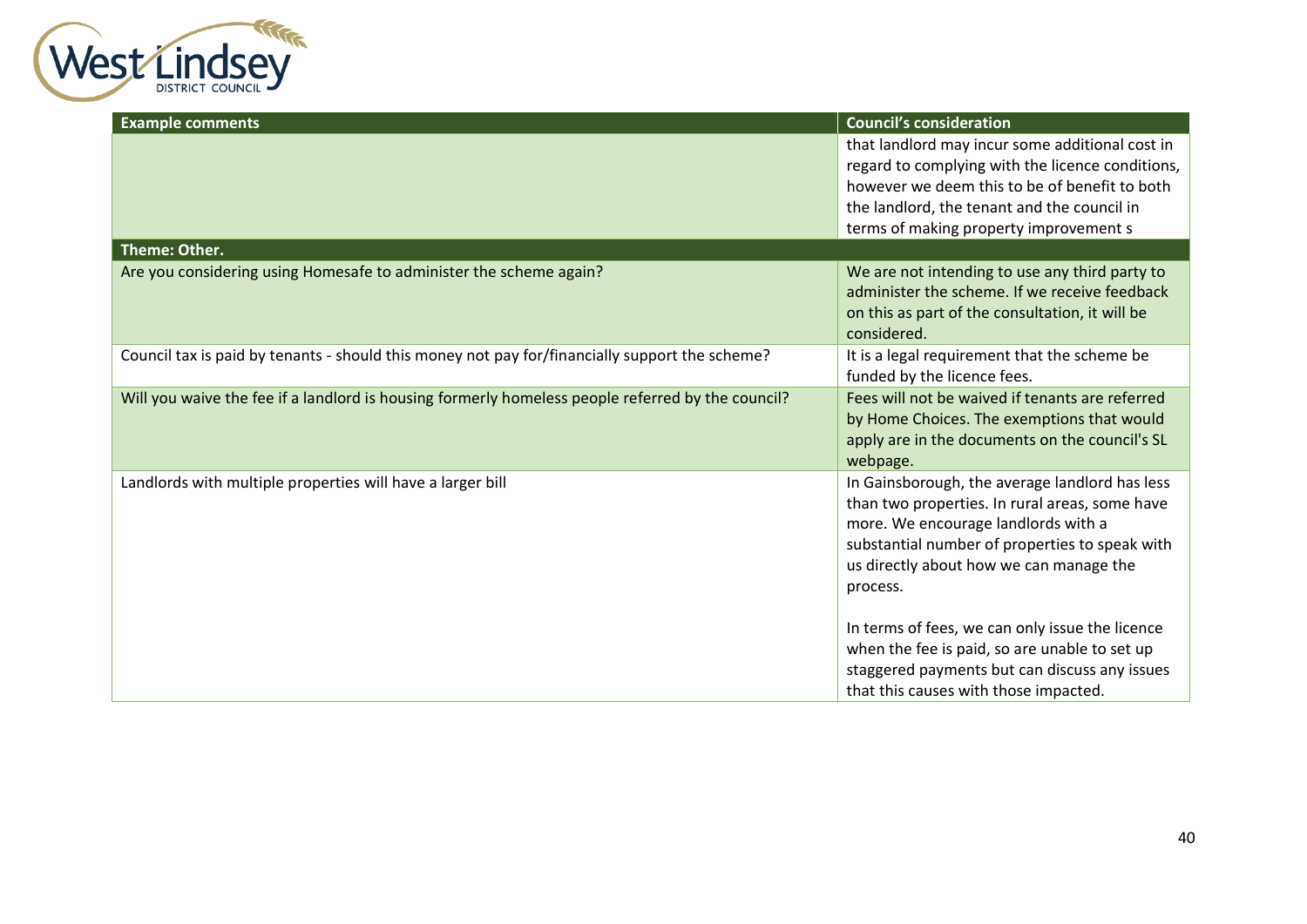| Example comments | Council's consideration |
|---|---|
| | that landlord may incur some additional cost in regard to complying with the licence conditions, however we deem this to be of benefit to both the landlord, the tenant and the council in terms of making property improvement s |
| **Theme: Other.** | |
| Are you considering using Homesafe to administer the scheme again? | We are not intending to use any third party to administer the scheme. If we receive feedback on this as part of the consultation, it will be considered. |
| Council tax is paid by tenants - should this money not pay for/financially support the scheme? | It is a legal requirement that the scheme be funded by the licence fees. |
| Will you waive the fee if a landlord is housing formerly homeless people referred by the council? | Fees will not be waived if tenants are referred by Home Choices. The exemptions that would apply are in the documents on the council's SL webpage. |
| Landlords with multiple properties will have a larger bill | In Gainsborough, the average landlord has less than two properties. In rural areas, some have more. We encourage landlords with a substantial number of properties to speak with us directly about how we can manage the process.<br><br>In terms of fees, we can only issue the licence when the fee is paid, so are unable to set up staggered payments but can discuss any issues that this causes with those impacted. |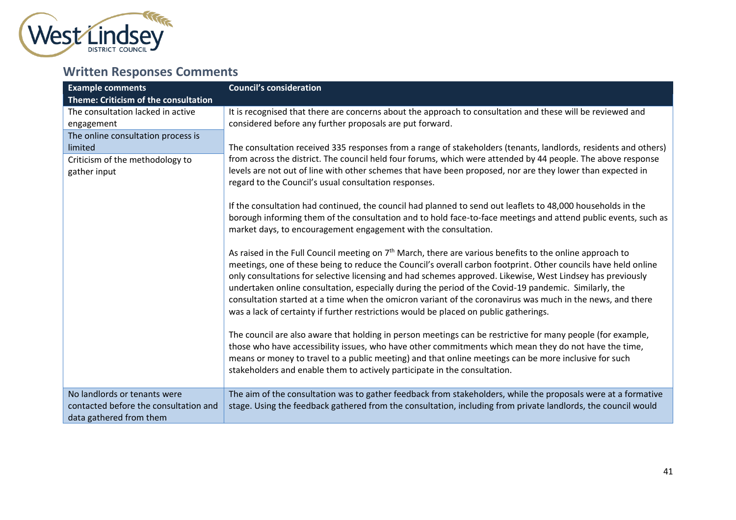## Written Responses Comments

| Example comments | Council's consideration |
|---|---|
| **Theme: Criticism of the consultation** | |
| The consultation lacked in active engagement<br><br>The online consultation process is limited<br><br>Criticism of the methodology to gather input | It is recognised that there are concerns about the approach to consultation and these will be reviewed and considered before any further proposals are put forward.<br><br>The consultation received 335 responses from a range of stakeholders (tenants, landlords, residents and others) from across the district. The council held four forums, which were attended by 44 people. The above response levels are not out of line with other schemes that have been proposed, nor are they lower than expected in regard to the Council's usual consultation responses.<br><br>If the consultation had continued, the council had planned to send out leaflets to 48,000 households in the borough informing them of the consultation and to hold face-to-face meetings and attend public events, such as market days, to encouragement engagement with the consultation.<br><br>As raised in the Full Council meeting on 7th March, there are various benefits to the online approach to meetings, one of these being to reduce the Council's overall carbon footprint. Other councils have held online only consultations for selective licensing and had schemes approved. Likewise, West Lindsey has previously undertaken online consultation, especially during the period of the Covid-19 pandemic. Similarly, the consultation started at a time when the omicron variant of the coronavirus was much in the news, and there was a lack of certainty if further restrictions would be placed on public gatherings.<br><br>The council are also aware that holding in person meetings can be restrictive for many people (for example, those who have accessibility issues, who have other commitments which mean they do not have the time, means or money to travel to a public meeting) and that online meetings can be more inclusive for such stakeholders and enable them to actively participate in the consultation. |
| No landlords or tenants were contacted before the consultation and data gathered from them | The aim of the consultation was to gather feedback from stakeholders, while the proposals were at a formative stage. Using the feedback gathered from the consultation, including from private landlords, the council would |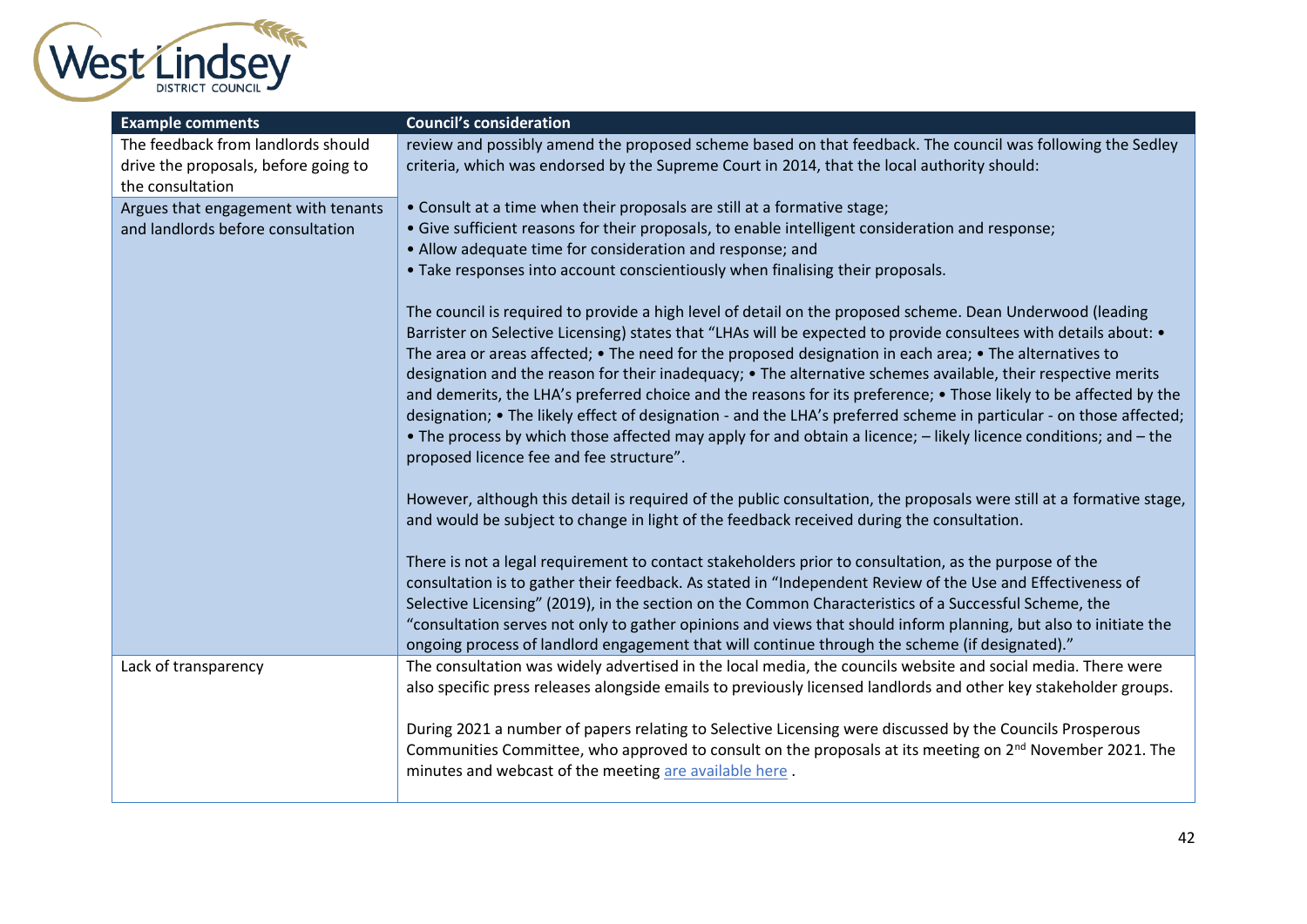| Example comments | Council's consideration |
|---|---|
| The feedback from landlords should drive the proposals, before going to the consultation<br><br>Argues that engagement with tenants and landlords before consultation | review and possibly amend the proposed scheme based on that feedback. The council was following the Sedley criteria, which was endorsed by the Supreme Court in 2014, that the local authority should:<br><br>• Consult at a time when their proposals are still at a formative stage;<br>• Give sufficient reasons for their proposals, to enable intelligent consideration and response;<br>• Allow adequate time for consideration and response; and<br>• Take responses into account conscientiously when finalising their proposals.<br><br>The council is required to provide a high level of detail on the proposed scheme. Dean Underwood (leading Barrister on Selective Licensing) states that "LHAs will be expected to provide consultees with details about: • The area or areas affected; • The need for the proposed designation in each area; • The alternatives to designation and the reason for their inadequacy; • The alternative schemes available, their respective merits and demerits, the LHA's preferred choice and the reasons for its preference; • Those likely to be affected by the designation; • The likely effect of designation - and the LHA's preferred scheme in particular - on those affected; • The process by which those affected may apply for and obtain a licence; – likely licence conditions; and – the proposed licence fee and fee structure".<br><br>However, although this detail is required of the public consultation, the proposals were still at a formative stage, and would be subject to change in light of the feedback received during the consultation.<br><br>There is not a legal requirement to contact stakeholders prior to consultation, as the purpose of the consultation is to gather their feedback. As stated in "Independent Review of the Use and Effectiveness of Selective Licensing" (2019), in the section on the Common Characteristics of a Successful Scheme, the "consultation serves not only to gather opinions and views that should inform planning, but also to initiate the ongoing process of landlord engagement that will continue through the scheme (if designated)." |
| Lack of transparency | The consultation was widely advertised in the local media, the councils website and social media. There were also specific press releases alongside emails to previously licensed landlords and other key stakeholder groups.<br><br>During 2021 a number of papers relating to Selective Licensing were discussed by the Councils Prosperous Communities Committee, who approved to consult on the proposals at its meeting on 2nd November 2021. The minutes and webcast of the meeting are available here . |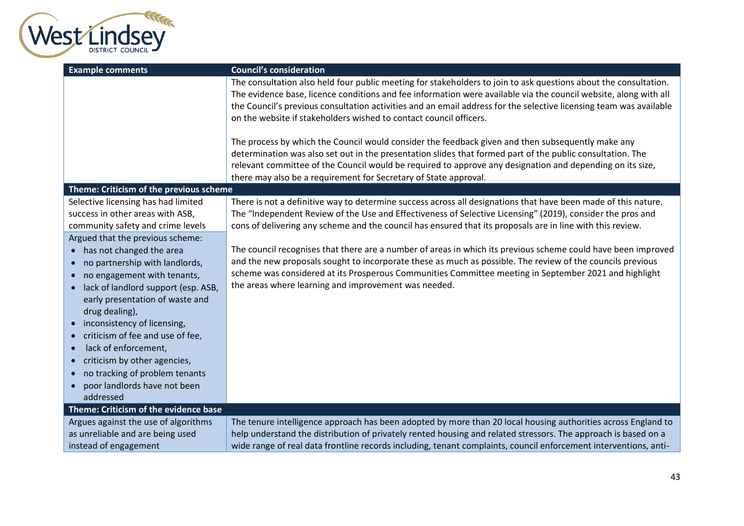| Example comments | Council's consideration |
|---|---|
| | The consultation also held four public meeting for stakeholders to join to ask questions about the consultation. The evidence base, licence conditions and fee information were available via the council website, along with all the Council's previous consultation activities and an email address for the selective licensing team was available on the website if stakeholders wished to contact council officers.<br><br>The process by which the Council would consider the feedback given and then subsequently make any determination was also set out in the presentation slides that formed part of the public consultation. The relevant committee of the Council would be required to approve any designation and depending on its size, there may also be a requirement for Secretary of State approval. |
| **Theme: Criticism of the previous scheme** | |
| Selective licensing has had limited success in other areas with ASB, community safety and crime levels<br><br>Argued that the previous scheme:<br>• has not changed the area<br>• no partnership with landlords,<br>• no engagement with tenants,<br>• lack of landlord support (esp. ASB, early presentation of waste and drug dealing),<br>• inconsistency of licensing,<br>• criticism of fee and use of fee,<br>• lack of enforcement,<br>• criticism by other agencies,<br>• no tracking of problem tenants<br>• poor landlords have not been addressed | There is not a definitive way to determine success across all designations that have been made of this nature. The "Independent Review of the Use and Effectiveness of Selective Licensing" (2019), consider the pros and cons of delivering any scheme and the council has ensured that its proposals are in line with this review.<br><br>The council recognises that there are a number of areas in which its previous scheme could have been improved and the new proposals sought to incorporate these as much as possible. The review of the councils previous scheme was considered at its Prosperous Communities Committee meeting in September 2021 and highlight the areas where learning and improvement was needed. |
| **Theme: Criticism of the evidence base** | |
| Argues against the use of algorithms as unreliable and are being used instead of engagement | The tenure intelligence approach has been adopted by more than 20 local housing authorities across England to help understand the distribution of privately rented housing and related stressors. The approach is based on a wide range of real data frontline records including, tenant complaints, council enforcement interventions, anti- |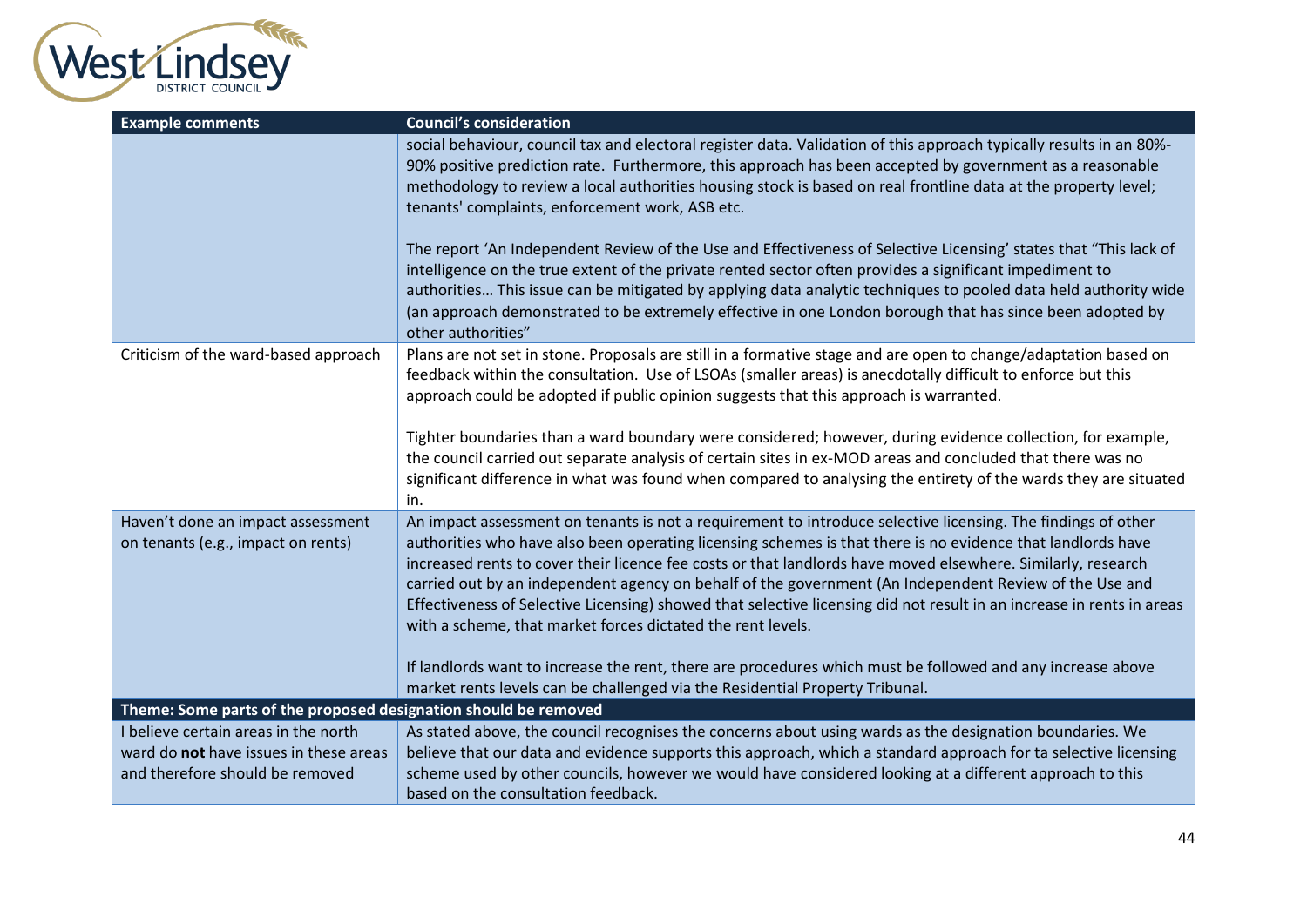| Example comments | Council's consideration |
|---|---|
| | social behaviour, council tax and electoral register data. Validation of this approach typically results in an 80%-90% positive prediction rate. Furthermore, this approach has been accepted by government as a reasonable methodology to review a local authorities housing stock is based on real frontline data at the property level; tenants' complaints, enforcement work, ASB etc.<br><br>The report 'An Independent Review of the Use and Effectiveness of Selective Licensing' states that "This lack of intelligence on the true extent of the private rented sector often provides a significant impediment to authorities… This issue can be mitigated by applying data analytic techniques to pooled data held authority wide (an approach demonstrated to be extremely effective in one London borough that has since been adopted by other authorities" |
| Criticism of the ward-based approach | Plans are not set in stone. Proposals are still in a formative stage and are open to change/adaptation based on feedback within the consultation. Use of LSOAs (smaller areas) is anecdotally difficult to enforce but this approach could be adopted if public opinion suggests that this approach is warranted.<br><br>Tighter boundaries than a ward boundary were considered; however, during evidence collection, for example, the council carried out separate analysis of certain sites in ex-MOD areas and concluded that there was no significant difference in what was found when compared to analysing the entirety of the wards they are situated in. |
| Haven't done an impact assessment on tenants (e.g., impact on rents) | An impact assessment on tenants is not a requirement to introduce selective licensing. The findings of other authorities who have also been operating licensing schemes is that there is no evidence that landlords have increased rents to cover their licence fee costs or that landlords have moved elsewhere. Similarly, research carried out by an independent agency on behalf of the government (An Independent Review of the Use and Effectiveness of Selective Licensing) showed that selective licensing did not result in an increase in rents in areas with a scheme, that market forces dictated the rent levels.<br><br>If landlords want to increase the rent, there are procedures which must be followed and any increase above market rents levels can be challenged via the Residential Property Tribunal. |
| **Theme: Some parts of the proposed designation should be removed** | |
| I believe certain areas in the north ward do **not** have issues in these areas and therefore should be removed | As stated above, the council recognises the concerns about using wards as the designation boundaries. We believe that our data and evidence supports this approach, which a standard approach for ta selective licensing scheme used by other councils, however we would have considered looking at a different approach to this based on the consultation feedback. |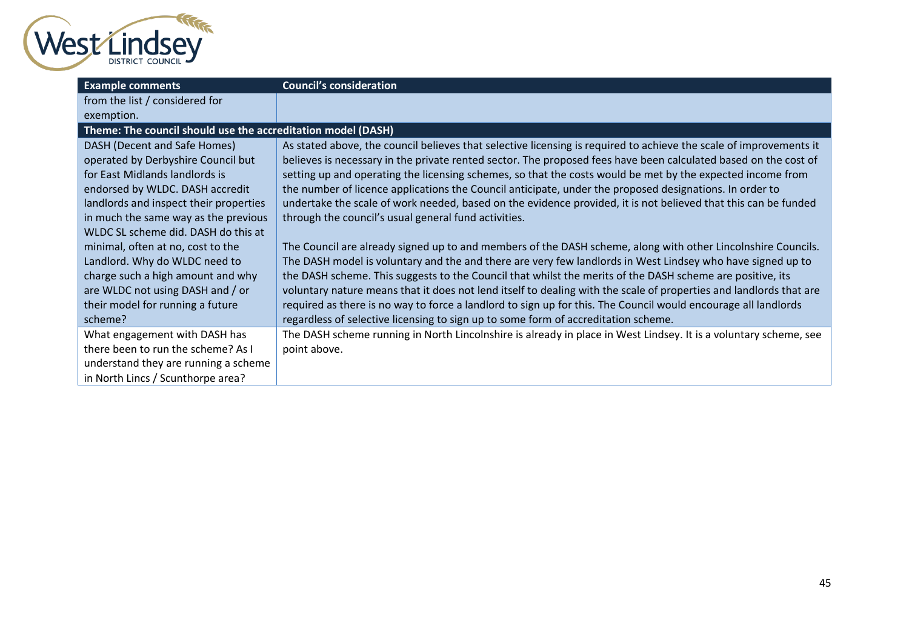| Example comments | Council's consideration |
|---|---|
| from the list / considered for exemption. | |
| **Theme: The council should use the accreditation model (DASH)** | |
| DASH (Decent and Safe Homes) operated by Derbyshire Council but for East Midlands landlords is endorsed by WLDC. DASH accredit landlords and inspect their properties in much the same way as the previous WLDC SL scheme did. DASH do this at minimal, often at no, cost to the Landlord. Why do WLDC need to charge such a high amount and why are WLDC not using DASH and / or their model for running a future scheme? | As stated above, the council believes that selective licensing is required to achieve the scale of improvements it believes is necessary in the private rented sector. The proposed fees have been calculated based on the cost of setting up and operating the licensing schemes, so that the costs would be met by the expected income from the number of licence applications the Council anticipate, under the proposed designations. In order to undertake the scale of work needed, based on the evidence provided, it is not believed that this can be funded through the council's usual general fund activities.<br><br>The Council are already signed up to and members of the DASH scheme, along with other Lincolnshire Councils. The DASH model is voluntary and the and there are very few landlords in West Lindsey who have signed up to the DASH scheme. This suggests to the Council that whilst the merits of the DASH scheme are positive, its voluntary nature means that it does not lend itself to dealing with the scale of properties and landlords that are required as there is no way to force a landlord to sign up for this. The Council would encourage all landlords regardless of selective licensing to sign up to some form of accreditation scheme. |
| What engagement with DASH has there been to run the scheme? As I understand they are running a scheme in North Lincs / Scunthorpe area? | The DASH scheme running in North Lincolnshire is already in place in West Lindsey. It is a voluntary scheme, see point above. |